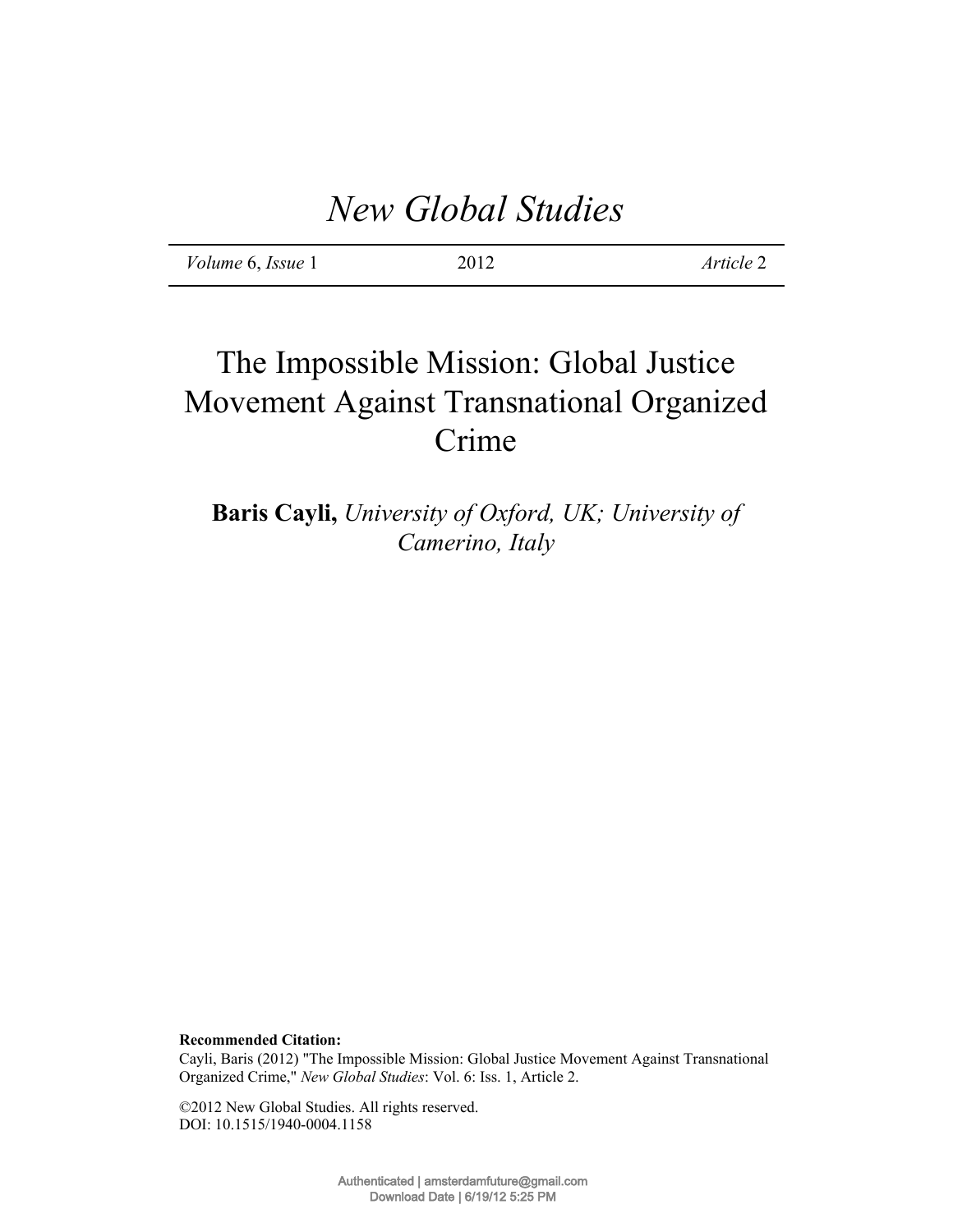# New Global Studies

*Volume* 6, *Issue* 1 &nbsp;&nbsp;&nbsp;&nbsp; 2012 &nbsp;&nbsp;&nbsp;&nbsp; *Article* 2

## The Impossible Mission: Global Justice Movement Against Transnational Organized Crime

**Baris Cayli,** *University of Oxford, UK; University of Camerino, Italy*

**Recommended Citation:**
Cayli, Baris (2012) "The Impossible Mission: Global Justice Movement Against Transnational Organized Crime," *New Global Studies*: Vol. 6: Iss. 1, Article 2.

©2012 New Global Studies. All rights reserved.
DOI: 10.1515/1940-0004.1158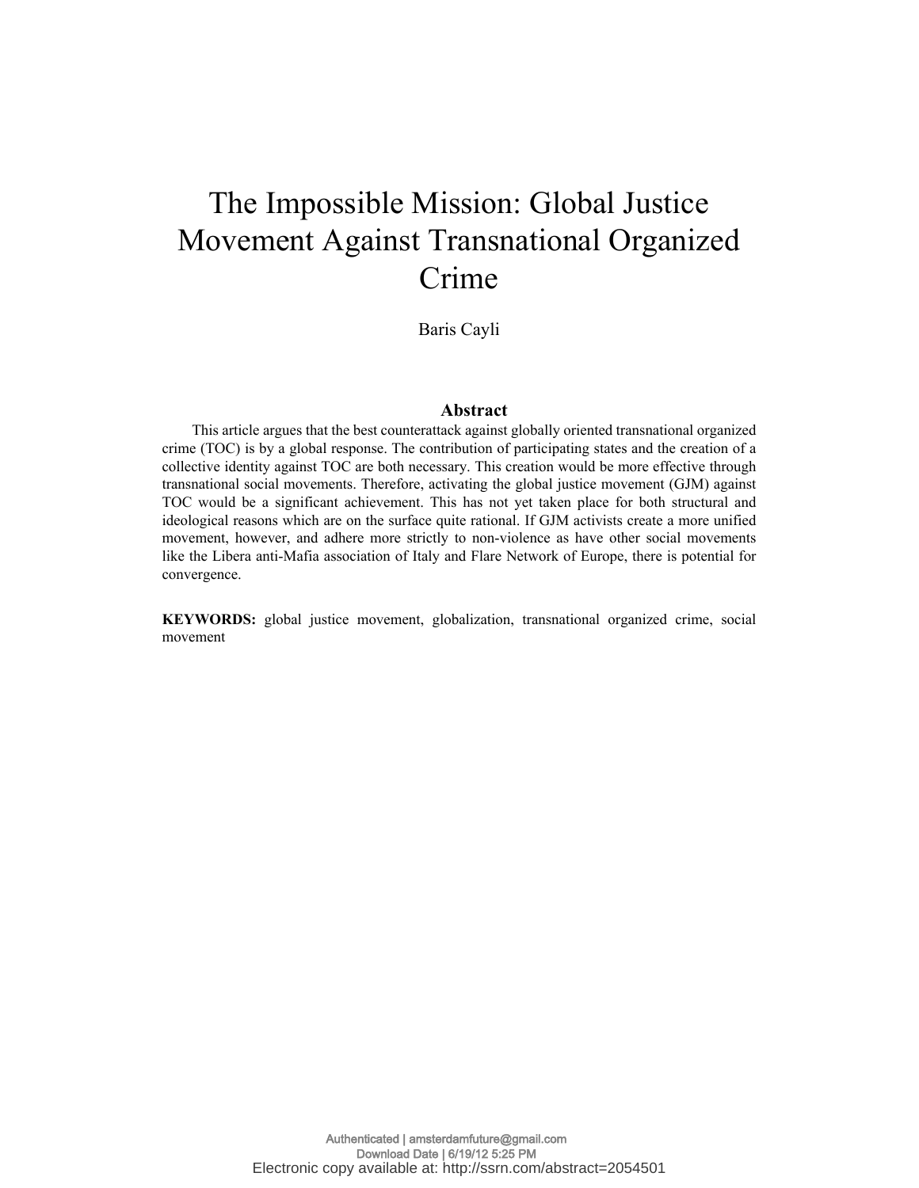# The Impossible Mission: Global Justice Movement Against Transnational Organized Crime

Baris Cayli

## Abstract

This article argues that the best counterattack against globally oriented transnational organized crime (TOC) is by a global response. The contribution of participating states and the creation of a collective identity against TOC are both necessary. This creation would be more effective through transnational social movements. Therefore, activating the global justice movement (GJM) against TOC would be a significant achievement. This has not yet taken place for both structural and ideological reasons which are on the surface quite rational. If GJM activists create a more unified movement, however, and adhere more strictly to non-violence as have other social movements like the Libera anti-Mafia association of Italy and Flare Network of Europe, there is potential for convergence.

**KEYWORDS:** global justice movement, globalization, transnational organized crime, social movement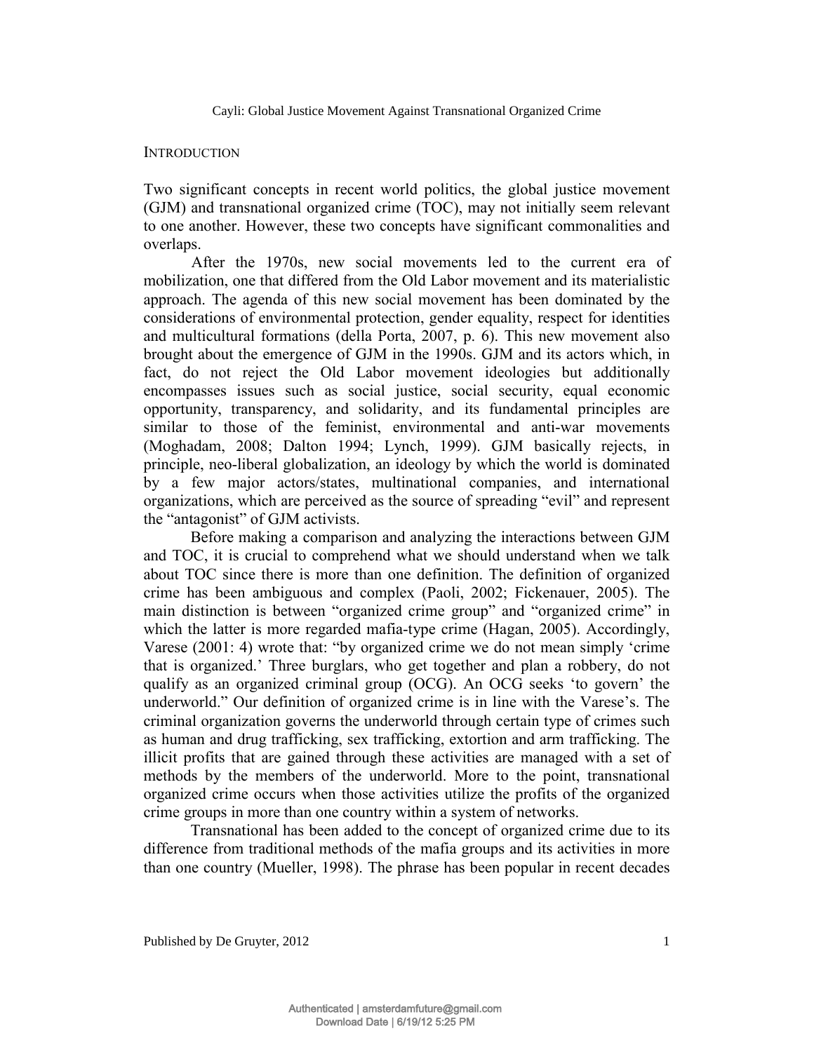## INTRODUCTION

Two significant concepts in recent world politics, the global justice movement (GJM) and transnational organized crime (TOC), may not initially seem relevant to one another. However, these two concepts have significant commonalities and overlaps.

After the 1970s, new social movements led to the current era of mobilization, one that differed from the Old Labor movement and its materialistic approach. The agenda of this new social movement has been dominated by the considerations of environmental protection, gender equality, respect for identities and multicultural formations (della Porta, 2007, p. 6). This new movement also brought about the emergence of GJM in the 1990s. GJM and its actors which, in fact, do not reject the Old Labor movement ideologies but additionally encompasses issues such as social justice, social security, equal economic opportunity, transparency, and solidarity, and its fundamental principles are similar to those of the feminist, environmental and anti-war movements (Moghadam, 2008; Dalton 1994; Lynch, 1999). GJM basically rejects, in principle, neo-liberal globalization, an ideology by which the world is dominated by a few major actors/states, multinational companies, and international organizations, which are perceived as the source of spreading "evil" and represent the "antagonist" of GJM activists.

Before making a comparison and analyzing the interactions between GJM and TOC, it is crucial to comprehend what we should understand when we talk about TOC since there is more than one definition. The definition of organized crime has been ambiguous and complex (Paoli, 2002; Fickenauer, 2005). The main distinction is between "organized crime group" and "organized crime" in which the latter is more regarded mafia-type crime (Hagan, 2005). Accordingly, Varese (2001: 4) wrote that: "by organized crime we do not mean simply 'crime that is organized.' Three burglars, who get together and plan a robbery, do not qualify as an organized criminal group (OCG). An OCG seeks 'to govern' the underworld." Our definition of organized crime is in line with the Varese's. The criminal organization governs the underworld through certain type of crimes such as human and drug trafficking, sex trafficking, extortion and arm trafficking. The illicit profits that are gained through these activities are managed with a set of methods by the members of the underworld. More to the point, transnational organized crime occurs when those activities utilize the profits of the organized crime groups in more than one country within a system of networks.

Transnational has been added to the concept of organized crime due to its difference from traditional methods of the mafia groups and its activities in more than one country (Mueller, 1998). The phrase has been popular in recent decades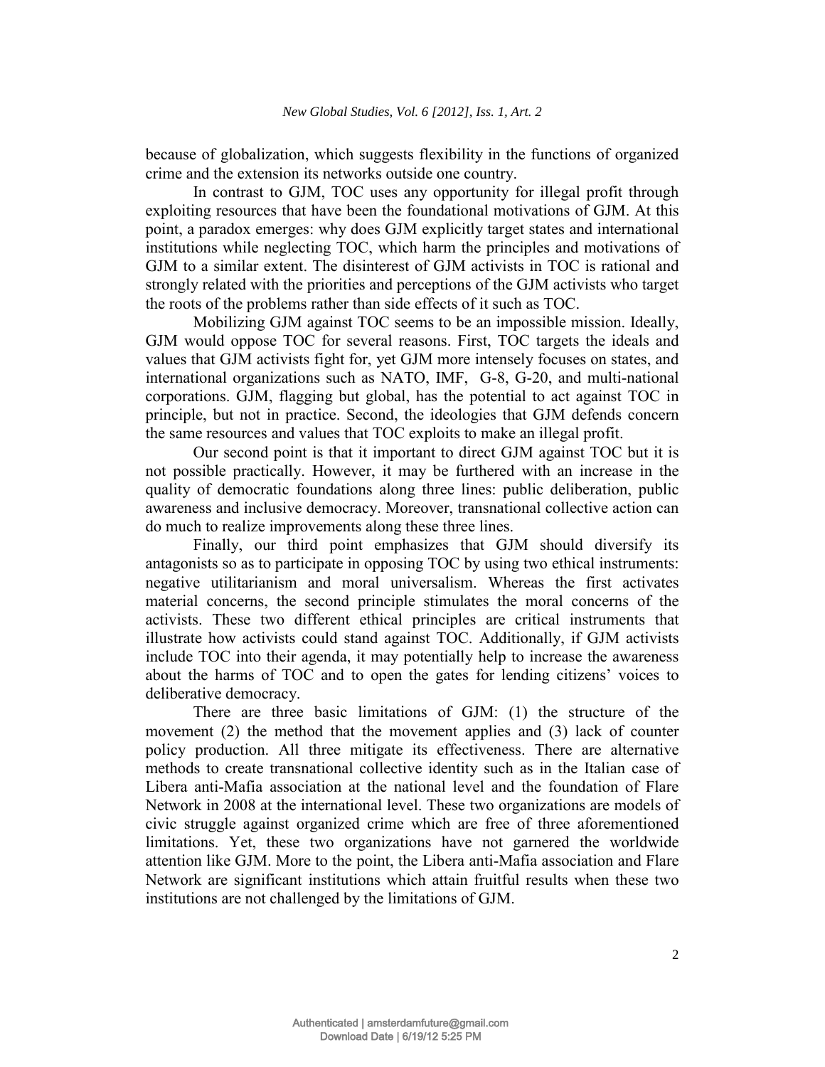because of globalization, which suggests flexibility in the functions of organized crime and the extension its networks outside one country.

In contrast to GJM, TOC uses any opportunity for illegal profit through exploiting resources that have been the foundational motivations of GJM. At this point, a paradox emerges: why does GJM explicitly target states and international institutions while neglecting TOC, which harm the principles and motivations of GJM to a similar extent. The disinterest of GJM activists in TOC is rational and strongly related with the priorities and perceptions of the GJM activists who target the roots of the problems rather than side effects of it such as TOC.

Mobilizing GJM against TOC seems to be an impossible mission. Ideally, GJM would oppose TOC for several reasons. First, TOC targets the ideals and values that GJM activists fight for, yet GJM more intensely focuses on states, and international organizations such as NATO, IMF, G-8, G-20, and multi-national corporations. GJM, flagging but global, has the potential to act against TOC in principle, but not in practice. Second, the ideologies that GJM defends concern the same resources and values that TOC exploits to make an illegal profit.

Our second point is that it important to direct GJM against TOC but it is not possible practically. However, it may be furthered with an increase in the quality of democratic foundations along three lines: public deliberation, public awareness and inclusive democracy. Moreover, transnational collective action can do much to realize improvements along these three lines.

Finally, our third point emphasizes that GJM should diversify its antagonists so as to participate in opposing TOC by using two ethical instruments: negative utilitarianism and moral universalism. Whereas the first activates material concerns, the second principle stimulates the moral concerns of the activists. These two different ethical principles are critical instruments that illustrate how activists could stand against TOC. Additionally, if GJM activists include TOC into their agenda, it may potentially help to increase the awareness about the harms of TOC and to open the gates for lending citizens' voices to deliberative democracy.

There are three basic limitations of GJM: (1) the structure of the movement (2) the method that the movement applies and (3) lack of counter policy production. All three mitigate its effectiveness. There are alternative methods to create transnational collective identity such as in the Italian case of Libera anti-Mafia association at the national level and the foundation of Flare Network in 2008 at the international level. These two organizations are models of civic struggle against organized crime which are free of three aforementioned limitations. Yet, these two organizations have not garnered the worldwide attention like GJM. More to the point, the Libera anti-Mafia association and Flare Network are significant institutions which attain fruitful results when these two institutions are not challenged by the limitations of GJM.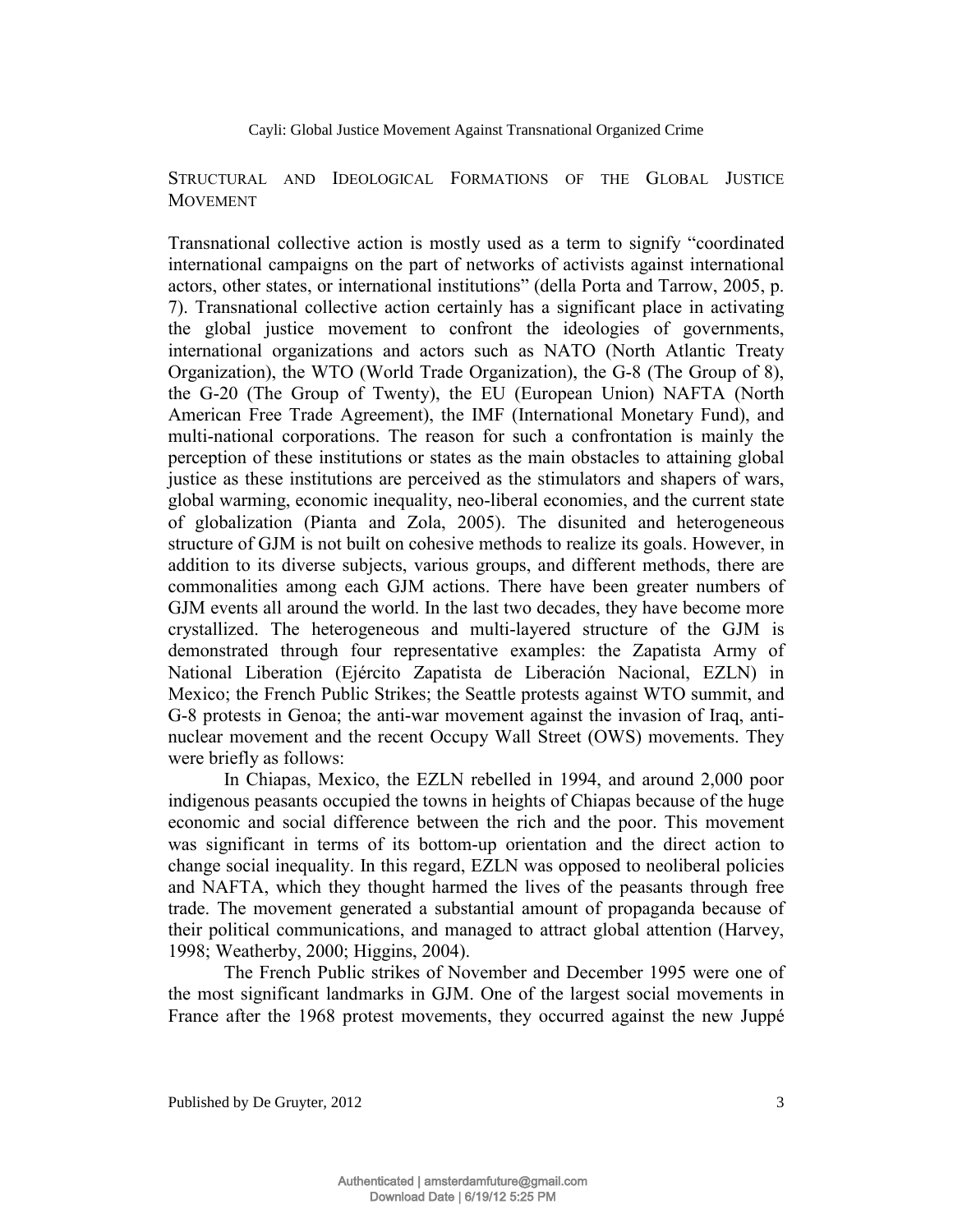## Structural and Ideological Formations of the Global Justice Movement

Transnational collective action is mostly used as a term to signify "coordinated international campaigns on the part of networks of activists against international actors, other states, or international institutions" (della Porta and Tarrow, 2005, p. 7). Transnational collective action certainly has a significant place in activating the global justice movement to confront the ideologies of governments, international organizations and actors such as NATO (North Atlantic Treaty Organization), the WTO (World Trade Organization), the G-8 (The Group of 8), the G-20 (The Group of Twenty), the EU (European Union) NAFTA (North American Free Trade Agreement), the IMF (International Monetary Fund), and multi-national corporations. The reason for such a confrontation is mainly the perception of these institutions or states as the main obstacles to attaining global justice as these institutions are perceived as the stimulators and shapers of wars, global warming, economic inequality, neo-liberal economies, and the current state of globalization (Pianta and Zola, 2005). The disunited and heterogeneous structure of GJM is not built on cohesive methods to realize its goals. However, in addition to its diverse subjects, various groups, and different methods, there are commonalities among each GJM actions. There have been greater numbers of GJM events all around the world. In the last two decades, they have become more crystallized. The heterogeneous and multi-layered structure of the GJM is demonstrated through four representative examples: the Zapatista Army of National Liberation (Ejército Zapatista de Liberación Nacional, EZLN) in Mexico; the French Public Strikes; the Seattle protests against WTO summit, and G-8 protests in Genoa; the anti-war movement against the invasion of Iraq, anti-nuclear movement and the recent Occupy Wall Street (OWS) movements. They were briefly as follows:

In Chiapas, Mexico, the EZLN rebelled in 1994, and around 2,000 poor indigenous peasants occupied the towns in heights of Chiapas because of the huge economic and social difference between the rich and the poor. This movement was significant in terms of its bottom-up orientation and the direct action to change social inequality. In this regard, EZLN was opposed to neoliberal policies and NAFTA, which they thought harmed the lives of the peasants through free trade. The movement generated a substantial amount of propaganda because of their political communications, and managed to attract global attention (Harvey, 1998; Weatherby, 2000; Higgins, 2004).

The French Public strikes of November and December 1995 were one of the most significant landmarks in GJM. One of the largest social movements in France after the 1968 protest movements, they occurred against the new Juppé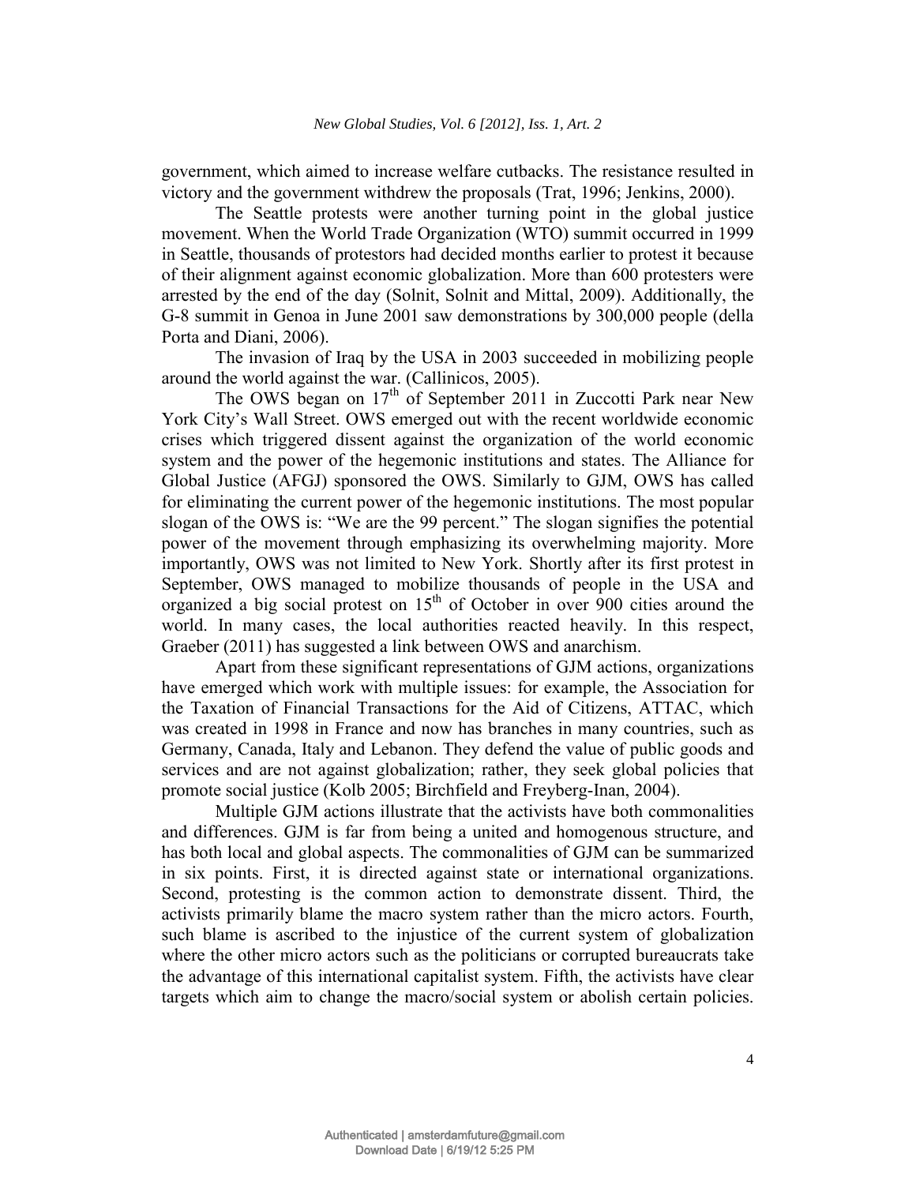government, which aimed to increase welfare cutbacks. The resistance resulted in victory and the government withdrew the proposals (Trat, 1996; Jenkins, 2000).

The Seattle protests were another turning point in the global justice movement. When the World Trade Organization (WTO) summit occurred in 1999 in Seattle, thousands of protestors had decided months earlier to protest it because of their alignment against economic globalization. More than 600 protesters were arrested by the end of the day (Solnit, Solnit and Mittal, 2009). Additionally, the G-8 summit in Genoa in June 2001 saw demonstrations by 300,000 people (della Porta and Diani, 2006).

The invasion of Iraq by the USA in 2003 succeeded in mobilizing people around the world against the war. (Callinicos, 2005).

The OWS began on 17th of September 2011 in Zuccotti Park near New York City's Wall Street. OWS emerged out with the recent worldwide economic crises which triggered dissent against the organization of the world economic system and the power of the hegemonic institutions and states. The Alliance for Global Justice (AFGJ) sponsored the OWS. Similarly to GJM, OWS has called for eliminating the current power of the hegemonic institutions. The most popular slogan of the OWS is: "We are the 99 percent." The slogan signifies the potential power of the movement through emphasizing its overwhelming majority. More importantly, OWS was not limited to New York. Shortly after its first protest in September, OWS managed to mobilize thousands of people in the USA and organized a big social protest on 15th of October in over 900 cities around the world. In many cases, the local authorities reacted heavily. In this respect, Graeber (2011) has suggested a link between OWS and anarchism.

Apart from these significant representations of GJM actions, organizations have emerged which work with multiple issues: for example, the Association for the Taxation of Financial Transactions for the Aid of Citizens, ATTAC, which was created in 1998 in France and now has branches in many countries, such as Germany, Canada, Italy and Lebanon. They defend the value of public goods and services and are not against globalization; rather, they seek global policies that promote social justice (Kolb 2005; Birchfield and Freyberg-Inan, 2004).

Multiple GJM actions illustrate that the activists have both commonalities and differences. GJM is far from being a united and homogenous structure, and has both local and global aspects. The commonalities of GJM can be summarized in six points. First, it is directed against state or international organizations. Second, protesting is the common action to demonstrate dissent. Third, the activists primarily blame the macro system rather than the micro actors. Fourth, such blame is ascribed to the injustice of the current system of globalization where the other micro actors such as the politicians or corrupted bureaucrats take the advantage of this international capitalist system. Fifth, the activists have clear targets which aim to change the macro/social system or abolish certain policies.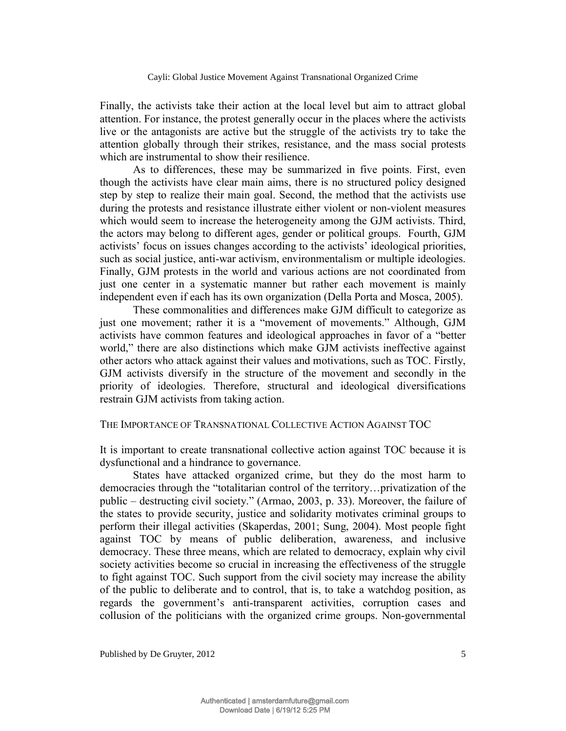Finally, the activists take their action at the local level but aim to attract global attention. For instance, the protest generally occur in the places where the activists live or the antagonists are active but the struggle of the activists try to take the attention globally through their strikes, resistance, and the mass social protests which are instrumental to show their resilience.

As to differences, these may be summarized in five points. First, even though the activists have clear main aims, there is no structured policy designed step by step to realize their main goal. Second, the method that the activists use during the protests and resistance illustrate either violent or non-violent measures which would seem to increase the heterogeneity among the GJM activists. Third, the actors may belong to different ages, gender or political groups. Fourth, GJM activists' focus on issues changes according to the activists' ideological priorities, such as social justice, anti-war activism, environmentalism or multiple ideologies. Finally, GJM protests in the world and various actions are not coordinated from just one center in a systematic manner but rather each movement is mainly independent even if each has its own organization (Della Porta and Mosca, 2005).

These commonalities and differences make GJM difficult to categorize as just one movement; rather it is a "movement of movements." Although, GJM activists have common features and ideological approaches in favor of a "better world," there are also distinctions which make GJM activists ineffective against other actors who attack against their values and motivations, such as TOC. Firstly, GJM activists diversify in the structure of the movement and secondly in the priority of ideologies. Therefore, structural and ideological diversifications restrain GJM activists from taking action.

## The Importance of Transnational Collective Action Against TOC

It is important to create transnational collective action against TOC because it is dysfunctional and a hindrance to governance.

States have attacked organized crime, but they do the most harm to democracies through the "totalitarian control of the territory…privatization of the public – destructing civil society." (Armao, 2003, p. 33). Moreover, the failure of the states to provide security, justice and solidarity motivates criminal groups to perform their illegal activities (Skaperdas, 2001; Sung, 2004). Most people fight against TOC by means of public deliberation, awareness, and inclusive democracy. These three means, which are related to democracy, explain why civil society activities become so crucial in increasing the effectiveness of the struggle to fight against TOC. Such support from the civil society may increase the ability of the public to deliberate and to control, that is, to take a watchdog position, as regards the government's anti-transparent activities, corruption cases and collusion of the politicians with the organized crime groups. Non-governmental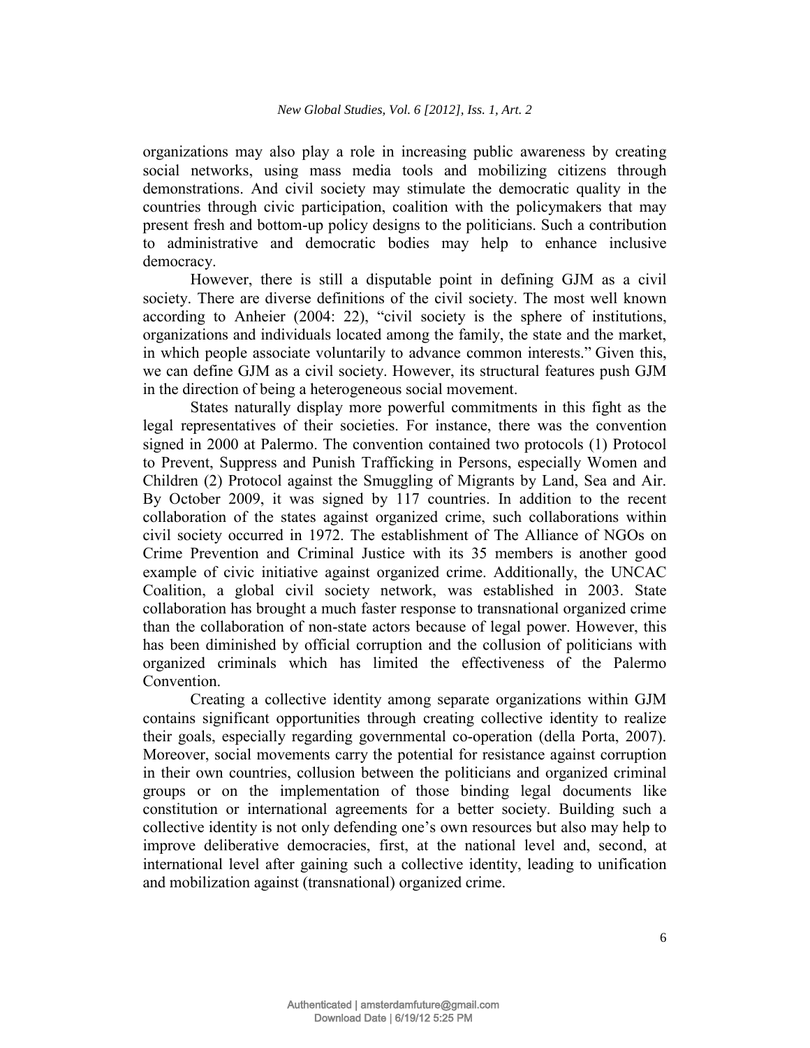organizations may also play a role in increasing public awareness by creating social networks, using mass media tools and mobilizing citizens through demonstrations. And civil society may stimulate the democratic quality in the countries through civic participation, coalition with the policymakers that may present fresh and bottom-up policy designs to the politicians. Such a contribution to administrative and democratic bodies may help to enhance inclusive democracy.

However, there is still a disputable point in defining GJM as a civil society. There are diverse definitions of the civil society. The most well known according to Anheier (2004: 22), "civil society is the sphere of institutions, organizations and individuals located among the family, the state and the market, in which people associate voluntarily to advance common interests." Given this, we can define GJM as a civil society. However, its structural features push GJM in the direction of being a heterogeneous social movement.

States naturally display more powerful commitments in this fight as the legal representatives of their societies. For instance, there was the convention signed in 2000 at Palermo. The convention contained two protocols (1) Protocol to Prevent, Suppress and Punish Trafficking in Persons, especially Women and Children (2) Protocol against the Smuggling of Migrants by Land, Sea and Air. By October 2009, it was signed by 117 countries. In addition to the recent collaboration of the states against organized crime, such collaborations within civil society occurred in 1972. The establishment of The Alliance of NGOs on Crime Prevention and Criminal Justice with its 35 members is another good example of civic initiative against organized crime. Additionally, the UNCAC Coalition, a global civil society network, was established in 2003. State collaboration has brought a much faster response to transnational organized crime than the collaboration of non-state actors because of legal power. However, this has been diminished by official corruption and the collusion of politicians with organized criminals which has limited the effectiveness of the Palermo Convention.

Creating a collective identity among separate organizations within GJM contains significant opportunities through creating collective identity to realize their goals, especially regarding governmental co-operation (della Porta, 2007). Moreover, social movements carry the potential for resistance against corruption in their own countries, collusion between the politicians and organized criminal groups or on the implementation of those binding legal documents like constitution or international agreements for a better society. Building such a collective identity is not only defending one's own resources but also may help to improve deliberative democracies, first, at the national level and, second, at international level after gaining such a collective identity, leading to unification and mobilization against (transnational) organized crime.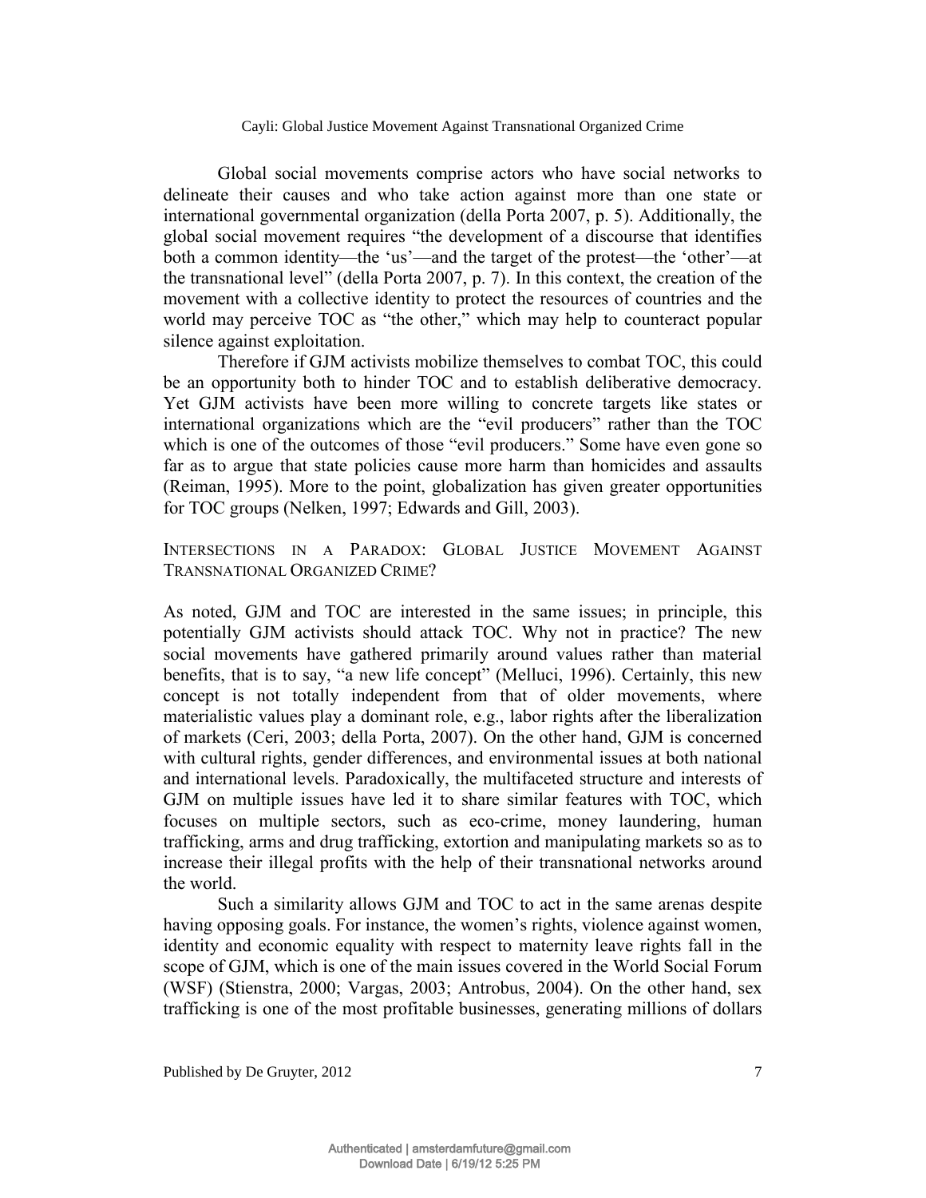Global social movements comprise actors who have social networks to delineate their causes and who take action against more than one state or international governmental organization (della Porta 2007, p. 5). Additionally, the global social movement requires "the development of a discourse that identifies both a common identity—the 'us'—and the target of the protest—the 'other'—at the transnational level" (della Porta 2007, p. 7). In this context, the creation of the movement with a collective identity to protect the resources of countries and the world may perceive TOC as "the other," which may help to counteract popular silence against exploitation.

Therefore if GJM activists mobilize themselves to combat TOC, this could be an opportunity both to hinder TOC and to establish deliberative democracy. Yet GJM activists have been more willing to concrete targets like states or international organizations which are the "evil producers" rather than the TOC which is one of the outcomes of those "evil producers." Some have even gone so far as to argue that state policies cause more harm than homicides and assaults (Reiman, 1995). More to the point, globalization has given greater opportunities for TOC groups (Nelken, 1997; Edwards and Gill, 2003).

## Intersections in a Paradox: Global Justice Movement Against Transnational Organized Crime?

As noted, GJM and TOC are interested in the same issues; in principle, this potentially GJM activists should attack TOC. Why not in practice? The new social movements have gathered primarily around values rather than material benefits, that is to say, "a new life concept" (Melluci, 1996). Certainly, this new concept is not totally independent from that of older movements, where materialistic values play a dominant role, e.g., labor rights after the liberalization of markets (Ceri, 2003; della Porta, 2007). On the other hand, GJM is concerned with cultural rights, gender differences, and environmental issues at both national and international levels. Paradoxically, the multifaceted structure and interests of GJM on multiple issues have led it to share similar features with TOC, which focuses on multiple sectors, such as eco-crime, money laundering, human trafficking, arms and drug trafficking, extortion and manipulating markets so as to increase their illegal profits with the help of their transnational networks around the world.

Such a similarity allows GJM and TOC to act in the same arenas despite having opposing goals. For instance, the women's rights, violence against women, identity and economic equality with respect to maternity leave rights fall in the scope of GJM, which is one of the main issues covered in the World Social Forum (WSF) (Stienstra, 2000; Vargas, 2003; Antrobus, 2004). On the other hand, sex trafficking is one of the most profitable businesses, generating millions of dollars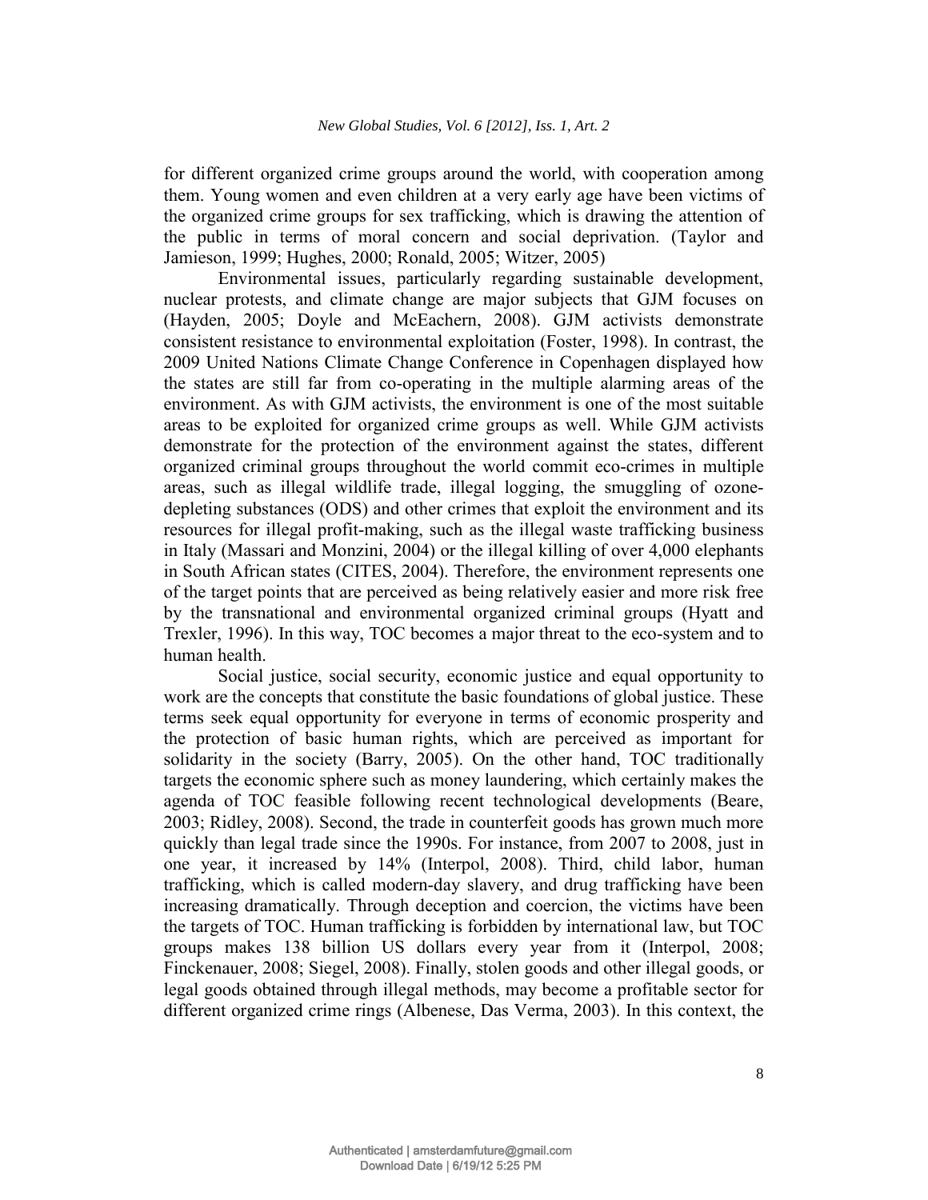for different organized crime groups around the world, with cooperation among them. Young women and even children at a very early age have been victims of the organized crime groups for sex trafficking, which is drawing the attention of the public in terms of moral concern and social deprivation. (Taylor and Jamieson, 1999; Hughes, 2000; Ronald, 2005; Witzer, 2005)

Environmental issues, particularly regarding sustainable development, nuclear protests, and climate change are major subjects that GJM focuses on (Hayden, 2005; Doyle and McEachern, 2008). GJM activists demonstrate consistent resistance to environmental exploitation (Foster, 1998). In contrast, the 2009 United Nations Climate Change Conference in Copenhagen displayed how the states are still far from co-operating in the multiple alarming areas of the environment. As with GJM activists, the environment is one of the most suitable areas to be exploited for organized crime groups as well. While GJM activists demonstrate for the protection of the environment against the states, different organized criminal groups throughout the world commit eco-crimes in multiple areas, such as illegal wildlife trade, illegal logging, the smuggling of ozone-depleting substances (ODS) and other crimes that exploit the environment and its resources for illegal profit-making, such as the illegal waste trafficking business in Italy (Massari and Monzini, 2004) or the illegal killing of over 4,000 elephants in South African states (CITES, 2004). Therefore, the environment represents one of the target points that are perceived as being relatively easier and more risk free by the transnational and environmental organized criminal groups (Hyatt and Trexler, 1996). In this way, TOC becomes a major threat to the eco-system and to human health.

Social justice, social security, economic justice and equal opportunity to work are the concepts that constitute the basic foundations of global justice. These terms seek equal opportunity for everyone in terms of economic prosperity and the protection of basic human rights, which are perceived as important for solidarity in the society (Barry, 2005). On the other hand, TOC traditionally targets the economic sphere such as money laundering, which certainly makes the agenda of TOC feasible following recent technological developments (Beare, 2003; Ridley, 2008). Second, the trade in counterfeit goods has grown much more quickly than legal trade since the 1990s. For instance, from 2007 to 2008, just in one year, it increased by 14% (Interpol, 2008). Third, child labor, human trafficking, which is called modern-day slavery, and drug trafficking have been increasing dramatically. Through deception and coercion, the victims have been the targets of TOC. Human trafficking is forbidden by international law, but TOC groups makes 138 billion US dollars every year from it (Interpol, 2008; Finckenauer, 2008; Siegel, 2008). Finally, stolen goods and other illegal goods, or legal goods obtained through illegal methods, may become a profitable sector for different organized crime rings (Albenese, Das Verma, 2003). In this context, the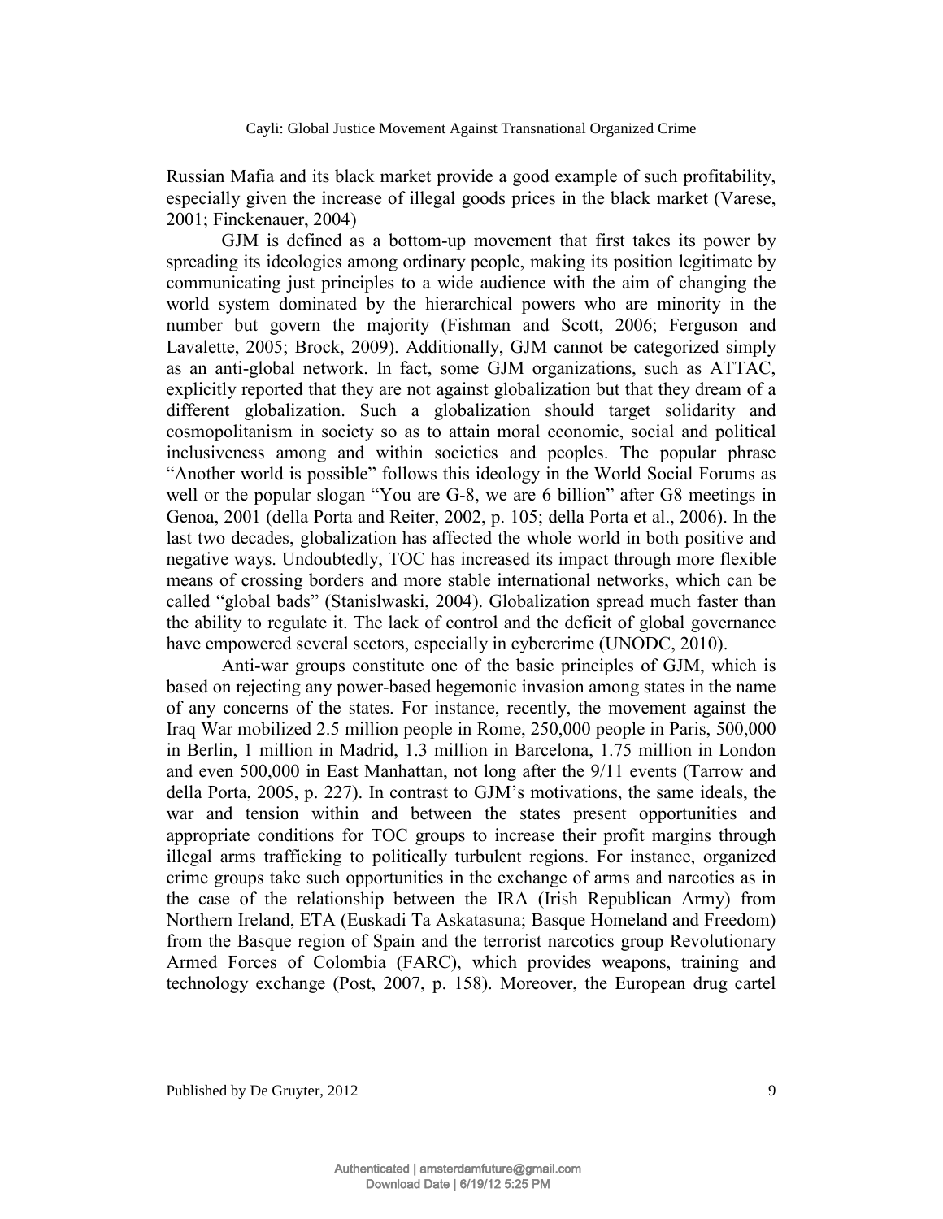Russian Mafia and its black market provide a good example of such profitability, especially given the increase of illegal goods prices in the black market (Varese, 2001; Finckenauer, 2004)

GJM is defined as a bottom-up movement that first takes its power by spreading its ideologies among ordinary people, making its position legitimate by communicating just principles to a wide audience with the aim of changing the world system dominated by the hierarchical powers who are minority in the number but govern the majority (Fishman and Scott, 2006; Ferguson and Lavalette, 2005; Brock, 2009). Additionally, GJM cannot be categorized simply as an anti-global network. In fact, some GJM organizations, such as ATTAC, explicitly reported that they are not against globalization but that they dream of a different globalization. Such a globalization should target solidarity and cosmopolitanism in society so as to attain moral economic, social and political inclusiveness among and within societies and peoples. The popular phrase "Another world is possible" follows this ideology in the World Social Forums as well or the popular slogan "You are G-8, we are 6 billion" after G8 meetings in Genoa, 2001 (della Porta and Reiter, 2002, p. 105; della Porta et al., 2006). In the last two decades, globalization has affected the whole world in both positive and negative ways. Undoubtedly, TOC has increased its impact through more flexible means of crossing borders and more stable international networks, which can be called "global bads" (Stanislwaski, 2004). Globalization spread much faster than the ability to regulate it. The lack of control and the deficit of global governance have empowered several sectors, especially in cybercrime (UNODC, 2010).

Anti-war groups constitute one of the basic principles of GJM, which is based on rejecting any power-based hegemonic invasion among states in the name of any concerns of the states. For instance, recently, the movement against the Iraq War mobilized 2.5 million people in Rome, 250,000 people in Paris, 500,000 in Berlin, 1 million in Madrid, 1.3 million in Barcelona, 1.75 million in London and even 500,000 in East Manhattan, not long after the 9/11 events (Tarrow and della Porta, 2005, p. 227). In contrast to GJM's motivations, the same ideals, the war and tension within and between the states present opportunities and appropriate conditions for TOC groups to increase their profit margins through illegal arms trafficking to politically turbulent regions. For instance, organized crime groups take such opportunities in the exchange of arms and narcotics as in the case of the relationship between the IRA (Irish Republican Army) from Northern Ireland, ETA (Euskadi Ta Askatasuna; Basque Homeland and Freedom) from the Basque region of Spain and the terrorist narcotics group Revolutionary Armed Forces of Colombia (FARC), which provides weapons, training and technology exchange (Post, 2007, p. 158). Moreover, the European drug cartel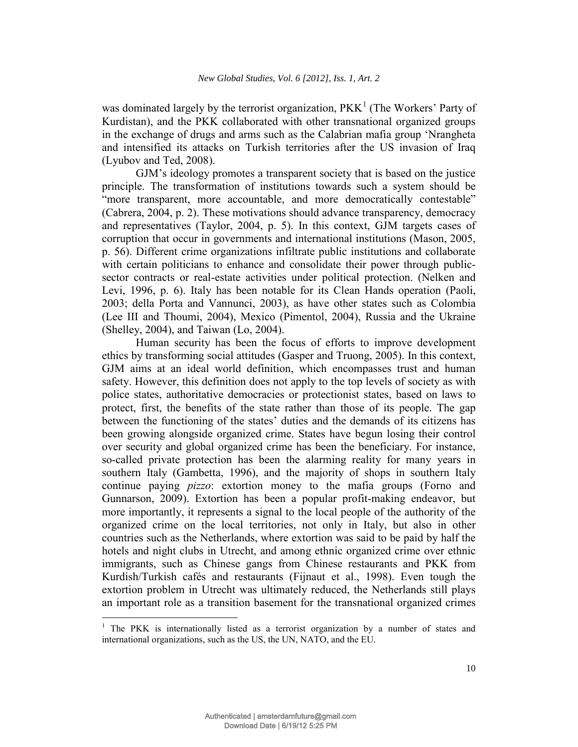was dominated largely by the terrorist organization, PKK[1] (The Workers' Party of Kurdistan), and the PKK collaborated with other transnational organized groups in the exchange of drugs and arms such as the Calabrian mafia group 'Nrangheta and intensified its attacks on Turkish territories after the US invasion of Iraq (Lyubov and Ted, 2008).

GJM's ideology promotes a transparent society that is based on the justice principle. The transformation of institutions towards such a system should be "more transparent, more accountable, and more democratically contestable" (Cabrera, 2004, p. 2). These motivations should advance transparency, democracy and representatives (Taylor, 2004, p. 5). In this context, GJM targets cases of corruption that occur in governments and international institutions (Mason, 2005, p. 56). Different crime organizations infiltrate public institutions and collaborate with certain politicians to enhance and consolidate their power through public-sector contracts or real-estate activities under political protection. (Nelken and Levi, 1996, p. 6). Italy has been notable for its Clean Hands operation (Paoli, 2003; della Porta and Vannunci, 2003), as have other states such as Colombia (Lee III and Thoumi, 2004), Mexico (Pimentol, 2004), Russia and the Ukraine (Shelley, 2004), and Taiwan (Lo, 2004).

Human security has been the focus of efforts to improve development ethics by transforming social attitudes (Gasper and Truong, 2005). In this context, GJM aims at an ideal world definition, which encompasses trust and human safety. However, this definition does not apply to the top levels of society as with police states, authoritative democracies or protectionist states, based on laws to protect, first, the benefits of the state rather than those of its people. The gap between the functioning of the states' duties and the demands of its citizens has been growing alongside organized crime. States have begun losing their control over security and global organized crime has been the beneficiary. For instance, so-called private protection has been the alarming reality for many years in southern Italy (Gambetta, 1996), and the majority of shops in southern Italy continue paying *pizzo*: extortion money to the mafia groups (Forno and Gunnarson, 2009). Extortion has been a popular profit-making endeavor, but more importantly, it represents a signal to the local people of the authority of the organized crime on the local territories, not only in Italy, but also in other countries such as the Netherlands, where extortion was said to be paid by half the hotels and night clubs in Utrecht, and among ethnic organized crime over ethnic immigrants, such as Chinese gangs from Chinese restaurants and PKK from Kurdish/Turkish cafés and restaurants (Fijnaut et al., 1998). Even tough the extortion problem in Utrecht was ultimately reduced, the Netherlands still plays an important role as a transition basement for the transnational organized crimes

[1] The PKK is internationally listed as a terrorist organization by a number of states and international organizations, such as the US, the UN, NATO, and the EU.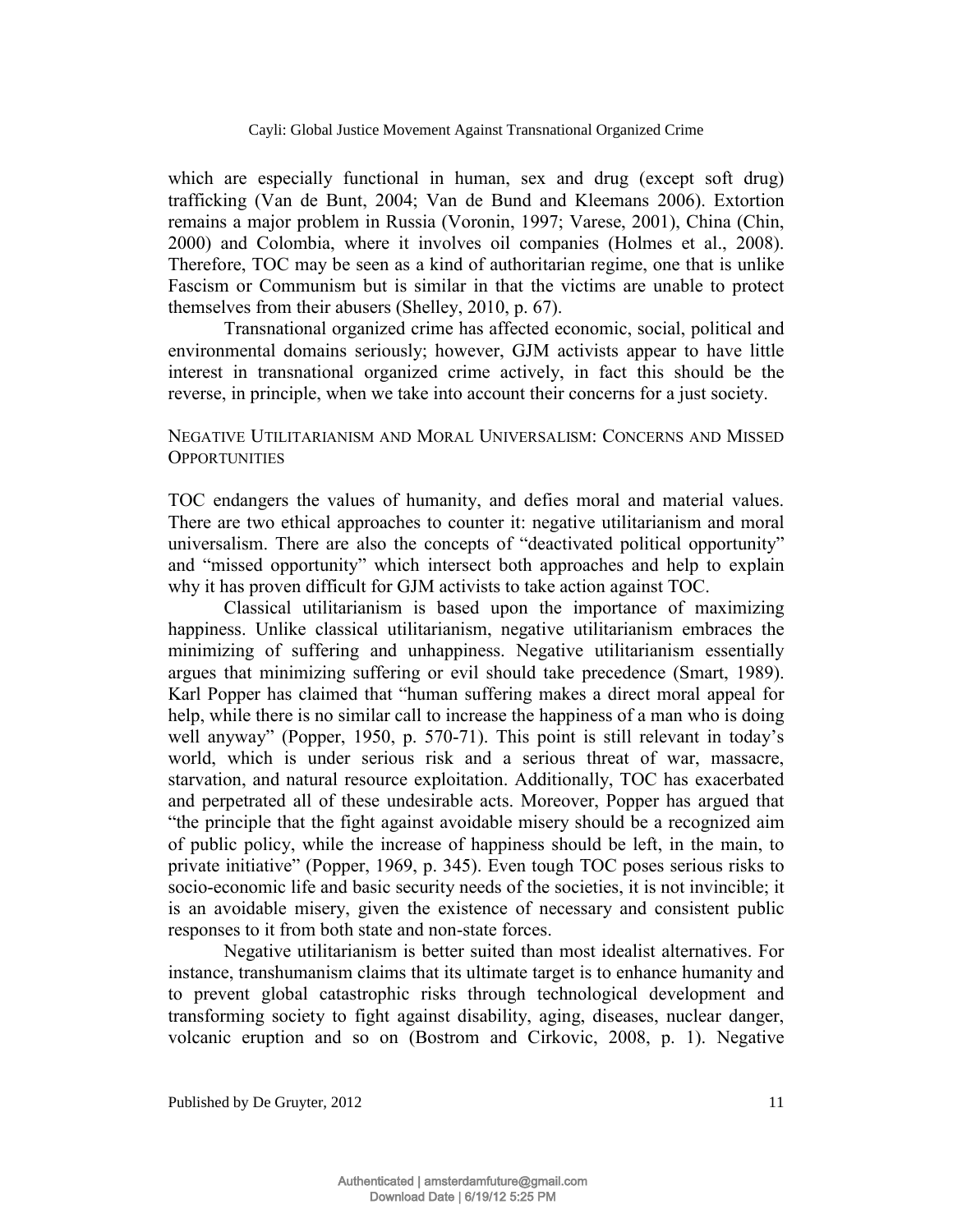which are especially functional in human, sex and drug (except soft drug) trafficking (Van de Bunt, 2004; Van de Bund and Kleemans 2006). Extortion remains a major problem in Russia (Voronin, 1997; Varese, 2001), China (Chin, 2000) and Colombia, where it involves oil companies (Holmes et al., 2008). Therefore, TOC may be seen as a kind of authoritarian regime, one that is unlike Fascism or Communism but is similar in that the victims are unable to protect themselves from their abusers (Shelley, 2010, p. 67).

Transnational organized crime has affected economic, social, political and environmental domains seriously; however, GJM activists appear to have little interest in transnational organized crime actively, in fact this should be the reverse, in principle, when we take into account their concerns for a just society.

## NEGATIVE UTILITARIANISM AND MORAL UNIVERSALISM: CONCERNS AND MISSED OPPORTUNITIES

TOC endangers the values of humanity, and defies moral and material values. There are two ethical approaches to counter it: negative utilitarianism and moral universalism. There are also the concepts of "deactivated political opportunity" and "missed opportunity" which intersect both approaches and help to explain why it has proven difficult for GJM activists to take action against TOC.

Classical utilitarianism is based upon the importance of maximizing happiness. Unlike classical utilitarianism, negative utilitarianism embraces the minimizing of suffering and unhappiness. Negative utilitarianism essentially argues that minimizing suffering or evil should take precedence (Smart, 1989). Karl Popper has claimed that "human suffering makes a direct moral appeal for help, while there is no similar call to increase the happiness of a man who is doing well anyway" (Popper, 1950, p. 570-71). This point is still relevant in today's world, which is under serious risk and a serious threat of war, massacre, starvation, and natural resource exploitation. Additionally, TOC has exacerbated and perpetrated all of these undesirable acts. Moreover, Popper has argued that "the principle that the fight against avoidable misery should be a recognized aim of public policy, while the increase of happiness should be left, in the main, to private initiative" (Popper, 1969, p. 345). Even tough TOC poses serious risks to socio-economic life and basic security needs of the societies, it is not invincible; it is an avoidable misery, given the existence of necessary and consistent public responses to it from both state and non-state forces.

Negative utilitarianism is better suited than most idealist alternatives. For instance, transhumanism claims that its ultimate target is to enhance humanity and to prevent global catastrophic risks through technological development and transforming society to fight against disability, aging, diseases, nuclear danger, volcanic eruption and so on (Bostrom and Cirkovic, 2008, p. 1). Negative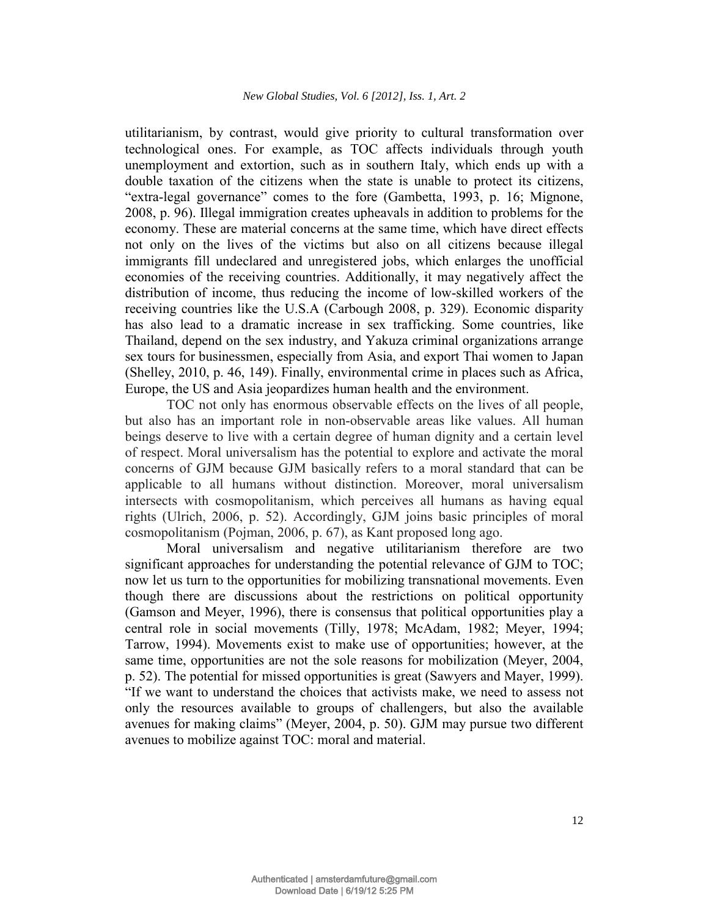utilitarianism, by contrast, would give priority to cultural transformation over technological ones. For example, as TOC affects individuals through youth unemployment and extortion, such as in southern Italy, which ends up with a double taxation of the citizens when the state is unable to protect its citizens, "extra-legal governance" comes to the fore (Gambetta, 1993, p. 16; Mignone, 2008, p. 96). Illegal immigration creates upheavals in addition to problems for the economy. These are material concerns at the same time, which have direct effects not only on the lives of the victims but also on all citizens because illegal immigrants fill undeclared and unregistered jobs, which enlarges the unofficial economies of the receiving countries. Additionally, it may negatively affect the distribution of income, thus reducing the income of low-skilled workers of the receiving countries like the U.S.A (Carbough 2008, p. 329). Economic disparity has also lead to a dramatic increase in sex trafficking. Some countries, like Thailand, depend on the sex industry, and Yakuza criminal organizations arrange sex tours for businessmen, especially from Asia, and export Thai women to Japan (Shelley, 2010, p. 46, 149). Finally, environmental crime in places such as Africa, Europe, the US and Asia jeopardizes human health and the environment.

TOC not only has enormous observable effects on the lives of all people, but also has an important role in non-observable areas like values. All human beings deserve to live with a certain degree of human dignity and a certain level of respect. Moral universalism has the potential to explore and activate the moral concerns of GJM because GJM basically refers to a moral standard that can be applicable to all humans without distinction. Moreover, moral universalism intersects with cosmopolitanism, which perceives all humans as having equal rights (Ulrich, 2006, p. 52). Accordingly, GJM joins basic principles of moral cosmopolitanism (Pojman, 2006, p. 67), as Kant proposed long ago.

Moral universalism and negative utilitarianism therefore are two significant approaches for understanding the potential relevance of GJM to TOC; now let us turn to the opportunities for mobilizing transnational movements. Even though there are discussions about the restrictions on political opportunity (Gamson and Meyer, 1996), there is consensus that political opportunities play a central role in social movements (Tilly, 1978; McAdam, 1982; Meyer, 1994; Tarrow, 1994). Movements exist to make use of opportunities; however, at the same time, opportunities are not the sole reasons for mobilization (Meyer, 2004, p. 52). The potential for missed opportunities is great (Sawyers and Mayer, 1999). "If we want to understand the choices that activists make, we need to assess not only the resources available to groups of challengers, but also the available avenues for making claims" (Meyer, 2004, p. 50). GJM may pursue two different avenues to mobilize against TOC: moral and material.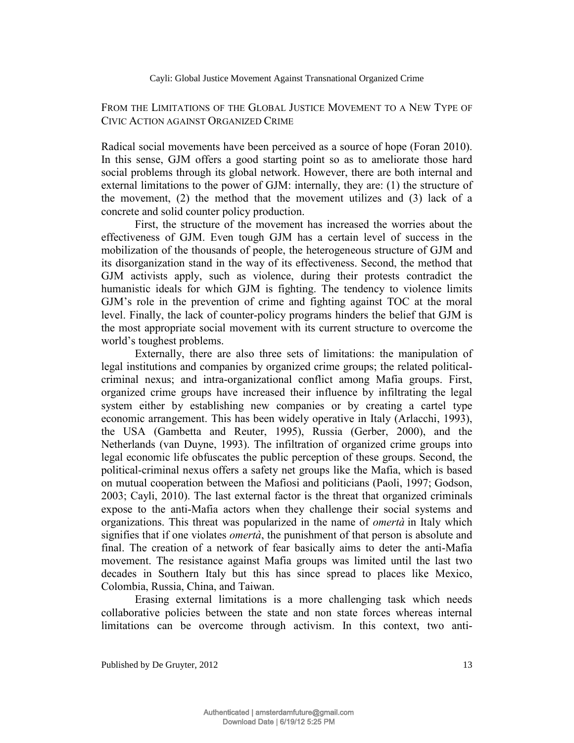## From the Limitations of the Global Justice Movement to a New Type of Civic Action against Organized Crime

Radical social movements have been perceived as a source of hope (Foran 2010). In this sense, GJM offers a good starting point so as to ameliorate those hard social problems through its global network. However, there are both internal and external limitations to the power of GJM: internally, they are: (1) the structure of the movement, (2) the method that the movement utilizes and (3) lack of a concrete and solid counter policy production.

First, the structure of the movement has increased the worries about the effectiveness of GJM. Even tough GJM has a certain level of success in the mobilization of the thousands of people, the heterogeneous structure of GJM and its disorganization stand in the way of its effectiveness. Second, the method that GJM activists apply, such as violence, during their protests contradict the humanistic ideals for which GJM is fighting. The tendency to violence limits GJM's role in the prevention of crime and fighting against TOC at the moral level. Finally, the lack of counter-policy programs hinders the belief that GJM is the most appropriate social movement with its current structure to overcome the world's toughest problems.

Externally, there are also three sets of limitations: the manipulation of legal institutions and companies by organized crime groups; the related political-criminal nexus; and intra-organizational conflict among Mafia groups. First, organized crime groups have increased their influence by infiltrating the legal system either by establishing new companies or by creating a cartel type economic arrangement. This has been widely operative in Italy (Arlacchi, 1993), the USA (Gambetta and Reuter, 1995), Russia (Gerber, 2000), and the Netherlands (van Duyne, 1993). The infiltration of organized crime groups into legal economic life obfuscates the public perception of these groups. Second, the political-criminal nexus offers a safety net groups like the Mafia, which is based on mutual cooperation between the Mafiosi and politicians (Paoli, 1997; Godson, 2003; Cayli, 2010). The last external factor is the threat that organized criminals expose to the anti-Mafia actors when they challenge their social systems and organizations. This threat was popularized in the name of *omertà* in Italy which signifies that if one violates *omertà*, the punishment of that person is absolute and final. The creation of a network of fear basically aims to deter the anti-Mafia movement. The resistance against Mafia groups was limited until the last two decades in Southern Italy but this has since spread to places like Mexico, Colombia, Russia, China, and Taiwan.

Erasing external limitations is a more challenging task which needs collaborative policies between the state and non state forces whereas internal limitations can be overcome through activism. In this context, two anti-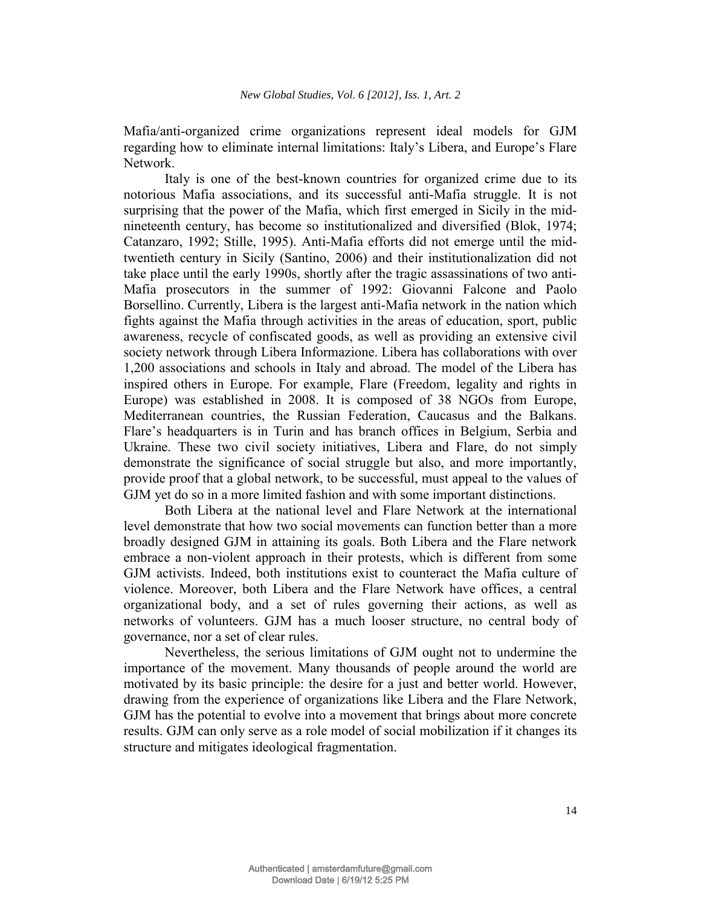Mafia/anti-organized crime organizations represent ideal models for GJM regarding how to eliminate internal limitations: Italy's Libera, and Europe's Flare Network.

Italy is one of the best-known countries for organized crime due to its notorious Mafia associations, and its successful anti-Mafia struggle. It is not surprising that the power of the Mafia, which first emerged in Sicily in the mid-nineteenth century, has become so institutionalized and diversified (Blok, 1974; Catanzaro, 1992; Stille, 1995). Anti-Mafia efforts did not emerge until the mid-twentieth century in Sicily (Santino, 2006) and their institutionalization did not take place until the early 1990s, shortly after the tragic assassinations of two anti-Mafia prosecutors in the summer of 1992: Giovanni Falcone and Paolo Borsellino. Currently, Libera is the largest anti-Mafia network in the nation which fights against the Mafia through activities in the areas of education, sport, public awareness, recycle of confiscated goods, as well as providing an extensive civil society network through Libera Informazione. Libera has collaborations with over 1,200 associations and schools in Italy and abroad. The model of the Libera has inspired others in Europe. For example, Flare (Freedom, legality and rights in Europe) was established in 2008. It is composed of 38 NGOs from Europe, Mediterranean countries, the Russian Federation, Caucasus and the Balkans. Flare's headquarters is in Turin and has branch offices in Belgium, Serbia and Ukraine. These two civil society initiatives, Libera and Flare, do not simply demonstrate the significance of social struggle but also, and more importantly, provide proof that a global network, to be successful, must appeal to the values of GJM yet do so in a more limited fashion and with some important distinctions.

Both Libera at the national level and Flare Network at the international level demonstrate that how two social movements can function better than a more broadly designed GJM in attaining its goals. Both Libera and the Flare network embrace a non-violent approach in their protests, which is different from some GJM activists. Indeed, both institutions exist to counteract the Mafia culture of violence. Moreover, both Libera and the Flare Network have offices, a central organizational body, and a set of rules governing their actions, as well as networks of volunteers. GJM has a much looser structure, no central body of governance, nor a set of clear rules.

Nevertheless, the serious limitations of GJM ought not to undermine the importance of the movement. Many thousands of people around the world are motivated by its basic principle: the desire for a just and better world. However, drawing from the experience of organizations like Libera and the Flare Network, GJM has the potential to evolve into a movement that brings about more concrete results. GJM can only serve as a role model of social mobilization if it changes its structure and mitigates ideological fragmentation.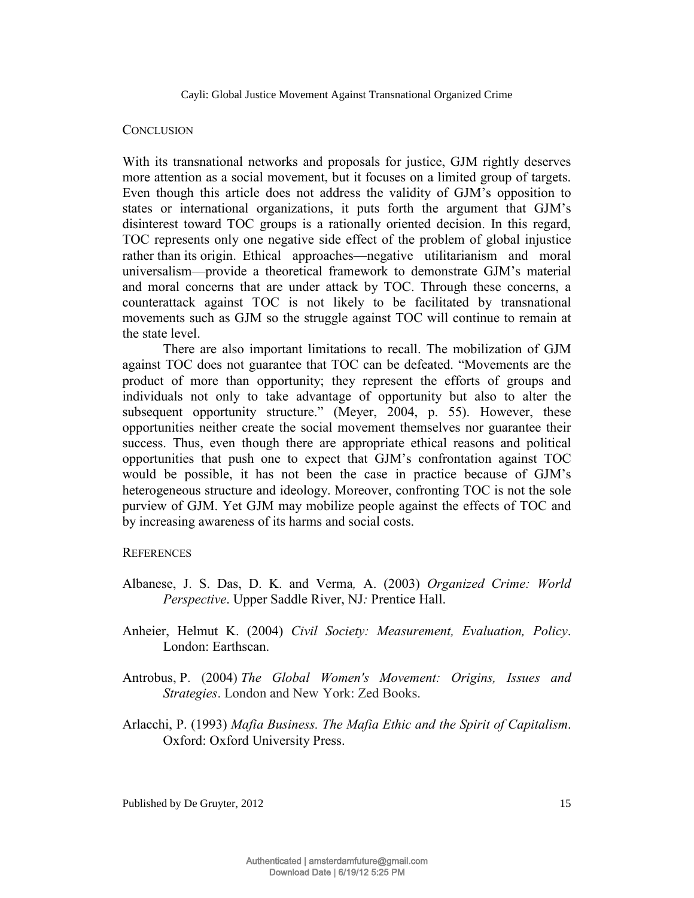## CONCLUSION

With its transnational networks and proposals for justice, GJM rightly deserves more attention as a social movement, but it focuses on a limited group of targets. Even though this article does not address the validity of GJM's opposition to states or international organizations, it puts forth the argument that GJM's disinterest toward TOC groups is a rationally oriented decision. In this regard, TOC represents only one negative side effect of the problem of global injustice rather than its origin. Ethical approaches—negative utilitarianism and moral universalism—provide a theoretical framework to demonstrate GJM's material and moral concerns that are under attack by TOC. Through these concerns, a counterattack against TOC is not likely to be facilitated by transnational movements such as GJM so the struggle against TOC will continue to remain at the state level.

There are also important limitations to recall. The mobilization of GJM against TOC does not guarantee that TOC can be defeated. "Movements are the product of more than opportunity; they represent the efforts of groups and individuals not only to take advantage of opportunity but also to alter the subsequent opportunity structure." (Meyer, 2004, p. 55). However, these opportunities neither create the social movement themselves nor guarantee their success. Thus, even though there are appropriate ethical reasons and political opportunities that push one to expect that GJM's confrontation against TOC would be possible, it has not been the case in practice because of GJM's heterogeneous structure and ideology. Moreover, confronting TOC is not the sole purview of GJM. Yet GJM may mobilize people against the effects of TOC and by increasing awareness of its harms and social costs.

## REFERENCES

Albanese, J. S. Das, D. K. and Verma, A. (2003) *Organized Crime: World Perspective*. Upper Saddle River, NJ: Prentice Hall.

Anheier, Helmut K. (2004) *Civil Society: Measurement, Evaluation, Policy*. London: Earthscan.

Antrobus, P. (2004) *The Global Women's Movement: Origins, Issues and Strategies*. London and New York: Zed Books.

Arlacchi, P. (1993) *Mafia Business. The Mafia Ethic and the Spirit of Capitalism*. Oxford: Oxford University Press.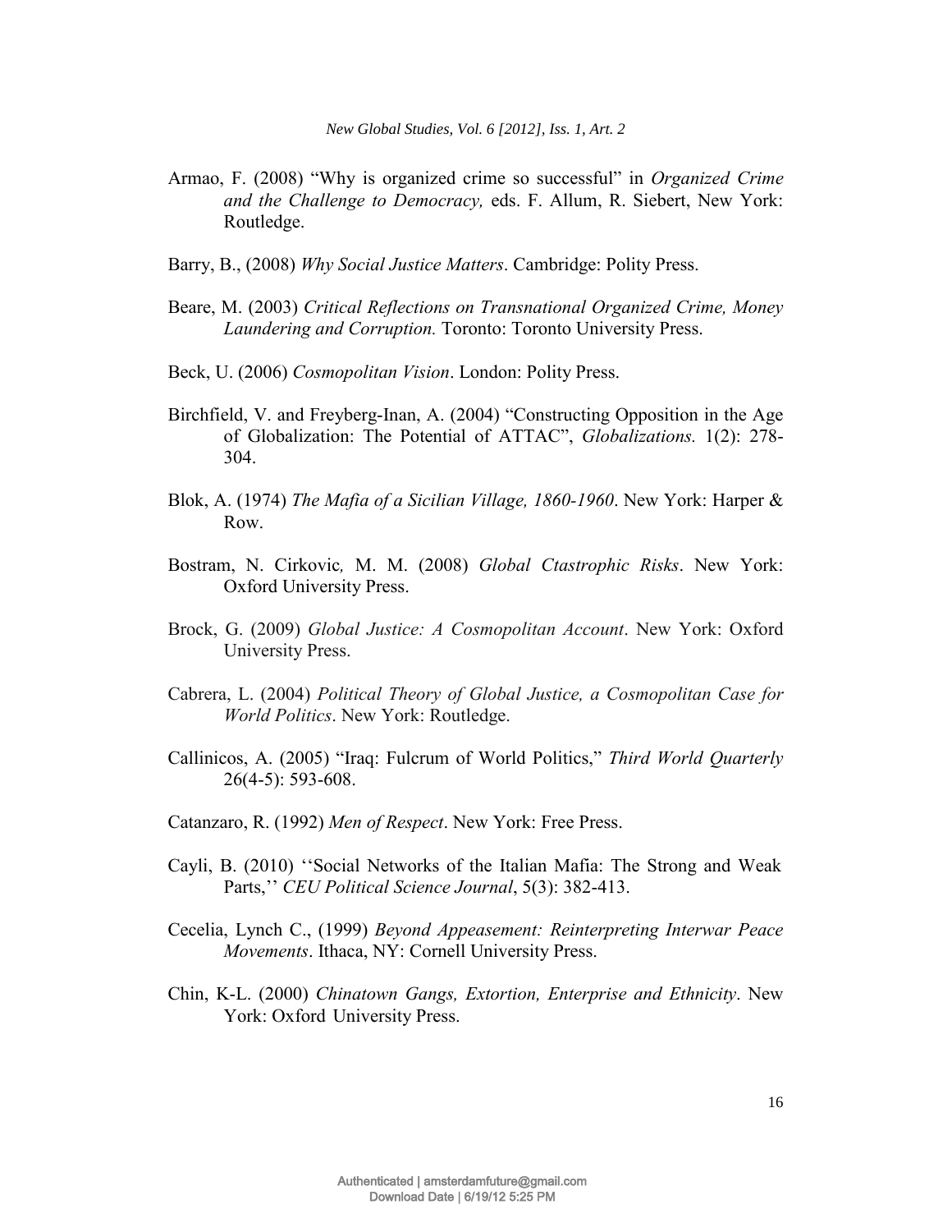Armao, F. (2008) “Why is organized crime so successful” in *Organized Crime and the Challenge to Democracy,* eds. F. Allum, R. Siebert, New York: Routledge.

Barry, B., (2008) *Why Social Justice Matters*. Cambridge: Polity Press.

Beare, M. (2003) *Critical Reflections on Transnational Organized Crime, Money Laundering and Corruption.* Toronto: Toronto University Press.

Beck, U. (2006) *Cosmopolitan Vision*. London: Polity Press.

Birchfield, V. and Freyberg-Inan, A. (2004) “Constructing Opposition in the Age of Globalization: The Potential of ATTAC”, *Globalizations.* 1(2): 278-304.

Blok, A. (1974) *The Mafia of a Sicilian Village, 1860-1960*. New York: Harper & Row.

Bostram, N. Cirkovic*,* M. M. (2008) *Global Ctastrophic Risks*. New York: Oxford University Press.

Brock, G. (2009) *Global Justice: A Cosmopolitan Account*. New York: Oxford University Press.

Cabrera, L. (2004) *Political Theory of Global Justice, a Cosmopolitan Case for World Politics*. New York: Routledge.

Callinicos, A. (2005) “Iraq: Fulcrum of World Politics,” *Third World Quarterly* 26(4-5): 593-608.

Catanzaro, R. (1992) *Men of Respect*. New York: Free Press.

Cayli, B. (2010) ‘‘Social Networks of the Italian Mafia: The Strong and Weak Parts,’’ *CEU Political Science Journal*, 5(3): 382-413.

Cecelia, Lynch C., (1999) *Beyond Appeasement: Reinterpreting Interwar Peace Movements*. Ithaca, NY: Cornell University Press.

Chin, K-L. (2000) *Chinatown Gangs, Extortion, Enterprise and Ethnicity*. New York: Oxford University Press.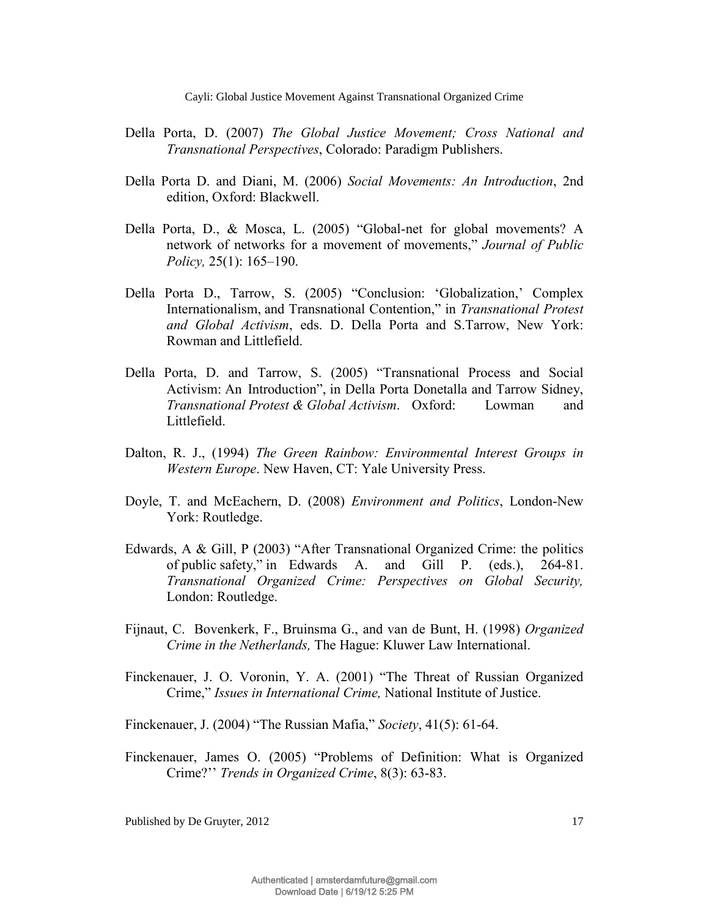Della Porta, D. (2007) *The Global Justice Movement; Cross National and Transnational Perspectives*, Colorado: Paradigm Publishers.

Della Porta D. and Diani, M. (2006) *Social Movements: An Introduction*, 2nd edition, Oxford: Blackwell.

Della Porta, D., & Mosca, L. (2005) "Global-net for global movements? A network of networks for a movement of movements," *Journal of Public Policy,* 25(1): 165–190.

Della Porta D., Tarrow, S. (2005) "Conclusion: 'Globalization,' Complex Internationalism, and Transnational Contention," in *Transnational Protest and Global Activism*, eds. D. Della Porta and S.Tarrow, New York: Rowman and Littlefield.

Della Porta, D. and Tarrow, S. (2005) "Transnational Process and Social Activism: An Introduction", in Della Porta Donetalla and Tarrow Sidney, *Transnational Protest & Global Activism*. Oxford: Lowman and Littlefield.

Dalton, R. J., (1994) *The Green Rainbow: Environmental Interest Groups in Western Europe*. New Haven, CT: Yale University Press.

Doyle, T. and McEachern, D. (2008) *Environment and Politics*, London-New York: Routledge.

Edwards, A & Gill, P (2003) "After Transnational Organized Crime: the politics of public safety," in Edwards A. and Gill P. (eds.), 264-81. *Transnational Organized Crime: Perspectives on Global Security,* London: Routledge.

Fijnaut, C. Bovenkerk, F., Bruinsma G., and van de Bunt, H. (1998) *Organized Crime in the Netherlands,* The Hague: Kluwer Law International.

Finckenauer, J. O. Voronin, Y. A. (2001) "The Threat of Russian Organized Crime," *Issues in International Crime,* National Institute of Justice.

Finckenauer, J. (2004) "The Russian Mafia," *Society*, 41(5): 61-64.

Finckenauer, James O. (2005) "Problems of Definition: What is Organized Crime?'' *Trends in Organized Crime*, 8(3): 63-83.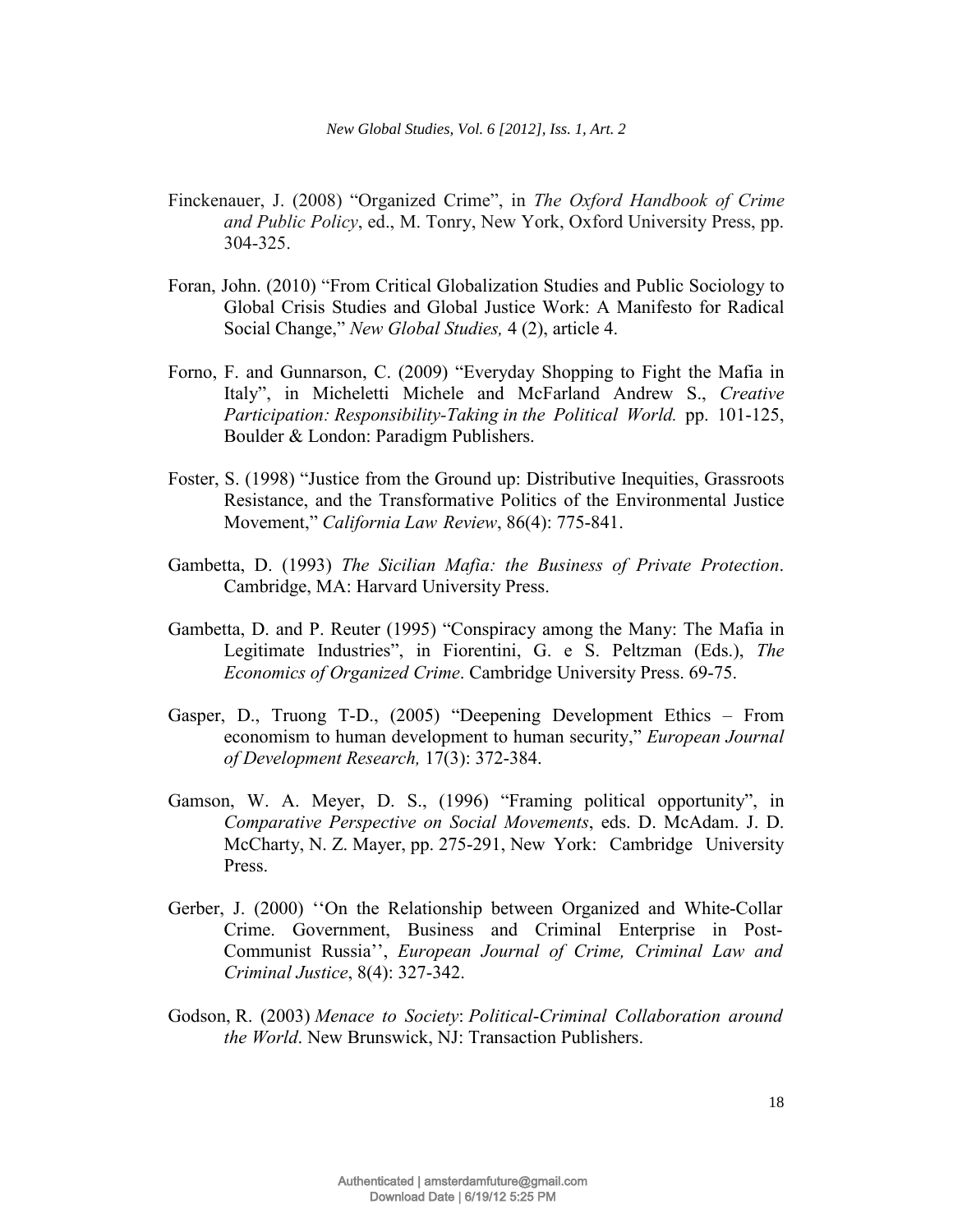Finckenauer, J. (2008) "Organized Crime", in *The Oxford Handbook of Crime and Public Policy*, ed., M. Tonry, New York, Oxford University Press, pp. 304-325.

Foran, John. (2010) "From Critical Globalization Studies and Public Sociology to Global Crisis Studies and Global Justice Work: A Manifesto for Radical Social Change," *New Global Studies,* 4 (2), article 4.

Forno, F. and Gunnarson, C. (2009) "Everyday Shopping to Fight the Mafia in Italy", in Micheletti Michele and McFarland Andrew S., *Creative Participation: Responsibility-Taking in the Political World.* pp. 101-125, Boulder & London: Paradigm Publishers.

Foster, S. (1998) "Justice from the Ground up: Distributive Inequities, Grassroots Resistance, and the Transformative Politics of the Environmental Justice Movement," *California Law Review*, 86(4): 775-841.

Gambetta, D. (1993) *The Sicilian Mafia: the Business of Private Protection*. Cambridge, MA: Harvard University Press.

Gambetta, D. and P. Reuter (1995) "Conspiracy among the Many: The Mafia in Legitimate Industries", in Fiorentini, G. e S. Peltzman (Eds.), *The Economics of Organized Crime*. Cambridge University Press. 69-75.

Gasper, D., Truong T-D., (2005) "Deepening Development Ethics – From economism to human development to human security," *European Journal of Development Research,* 17(3): 372-384.

Gamson, W. A. Meyer, D. S., (1996) "Framing political opportunity", in *Comparative Perspective on Social Movements*, eds. D. McAdam. J. D. McCharty, N. Z. Mayer, pp. 275-291, New York: Cambridge University Press.

Gerber, J. (2000) ''On the Relationship between Organized and White-Collar Crime. Government, Business and Criminal Enterprise in Post-Communist Russia'', *European Journal of Crime, Criminal Law and Criminal Justice*, 8(4): 327-342.

Godson, R. (2003) *Menace to Society*: *Political-Criminal Collaboration around the World*. New Brunswick, NJ: Transaction Publishers.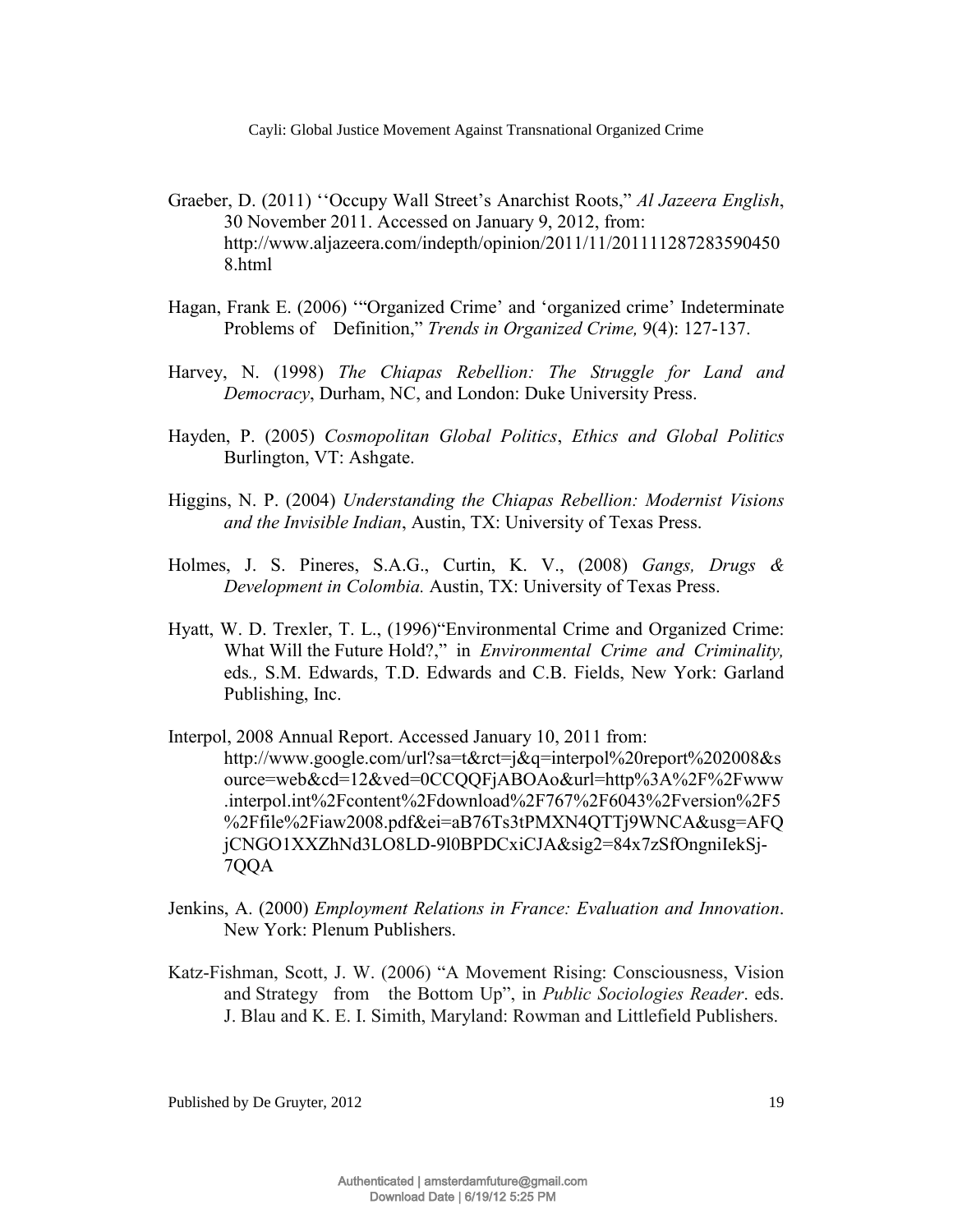Graeber, D. (2011) ''Occupy Wall Street's Anarchist Roots," *Al Jazeera English*, 30 November 2011. Accessed on January 9, 2012, from: http://www.aljazeera.com/indepth/opinion/2011/11/2011112872835904508.html

Hagan, Frank E. (2006) '"Organized Crime' and 'organized crime' Indeterminate Problems of Definition," *Trends in Organized Crime,* 9(4): 127-137.

Harvey, N. (1998) *The Chiapas Rebellion: The Struggle for Land and Democracy*, Durham, NC, and London: Duke University Press.

Hayden, P. (2005) *Cosmopolitan Global Politics*, *Ethics and Global Politics* Burlington, VT: Ashgate.

Higgins, N. P. (2004) *Understanding the Chiapas Rebellion: Modernist Visions and the Invisible Indian*, Austin, TX: University of Texas Press.

Holmes, J. S. Pineres, S.A.G., Curtin, K. V., (2008) *Gangs, Drugs & Development in Colombia.* Austin, TX: University of Texas Press.

Hyatt, W. D. Trexler, T. L., (1996)"Environmental Crime and Organized Crime: What Will the Future Hold?," in *Environmental Crime and Criminality,* eds*.,* S.M. Edwards, T.D. Edwards and C.B. Fields, New York: Garland Publishing, Inc.

Interpol, 2008 Annual Report. Accessed January 10, 2011 from: http://www.google.com/url?sa=t&rct=j&q=interpol%20report%202008&source=web&cd=12&ved=0CCQQFjABOAo&url=http%3A%2F%2Fwww.interpol.int%2Fcontent%2Fdownload%2F767%2F6043%2Fversion%2F5%2Ffile%2Fiaw2008.pdf&ei=aB76Ts3tPMXN4QTTj9WNCA&usg=AFQjCNGO1XXZhNd3LO8LD-9l0BPDCxiCJA&sig2=84x7zSfOngniIekSj-7QQA

Jenkins, A. (2000) *Employment Relations in France: Evaluation and Innovation*. New York: Plenum Publishers.

Katz-Fishman, Scott, J. W. (2006) "A Movement Rising: Consciousness, Vision and Strategy from the Bottom Up", in *Public Sociologies Reader*. eds. J. Blau and K. E. I. Simith, Maryland: Rowman and Littlefield Publishers.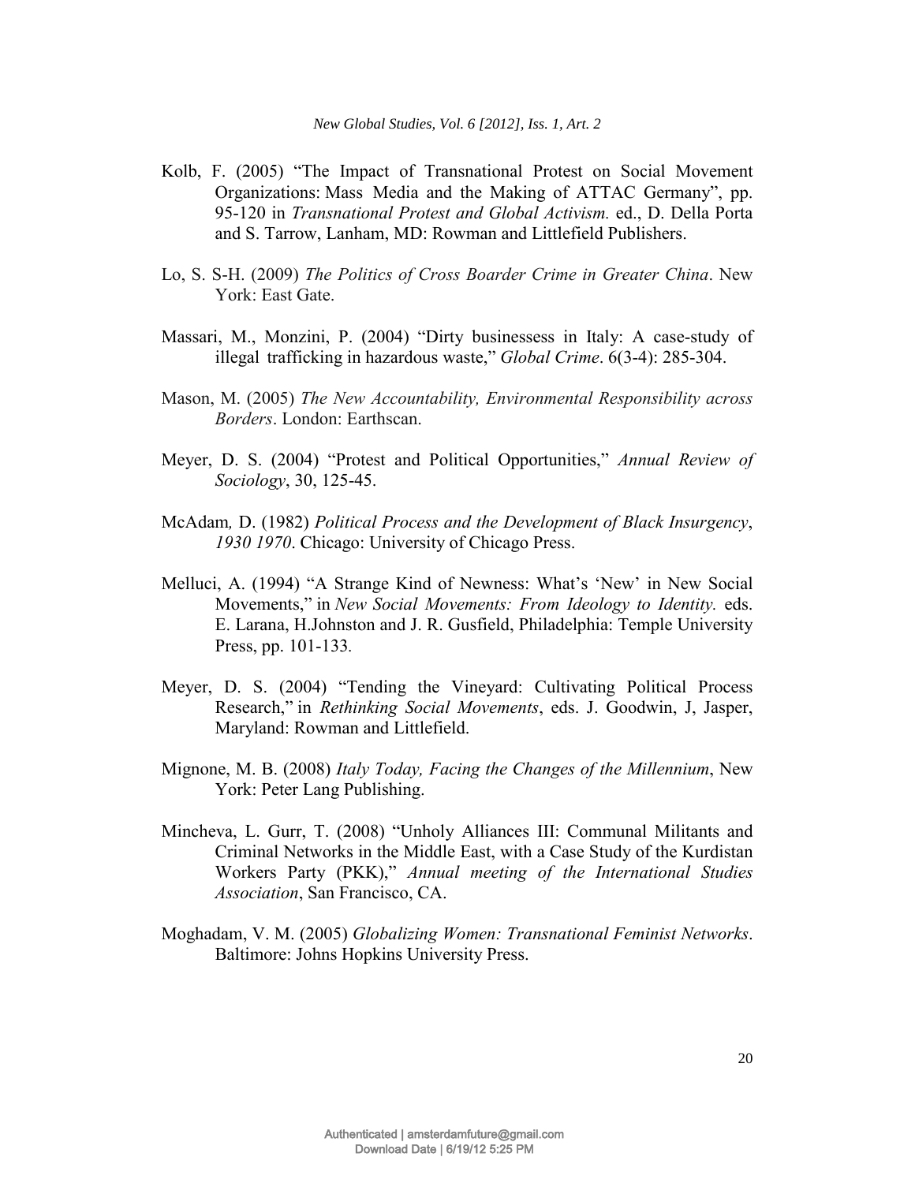Kolb, F. (2005) “The Impact of Transnational Protest on Social Movement Organizations: Mass Media and the Making of ATTAC Germany”, pp. 95-120 in *Transnational Protest and Global Activism.* ed., D. Della Porta and S. Tarrow, Lanham, MD: Rowman and Littlefield Publishers.

Lo, S. S-H. (2009) *The Politics of Cross Boarder Crime in Greater China*. New York: East Gate.

Massari, M., Monzini, P. (2004) “Dirty businessess in Italy: A case-study of illegal trafficking in hazardous waste,” *Global Crime*. 6(3-4): 285-304.

Mason, M. (2005) *The New Accountability, Environmental Responsibility across Borders*. London: Earthscan.

Meyer, D. S. (2004) “Protest and Political Opportunities,” *Annual Review of Sociology*, 30, 125-45.

McAdam, D. (1982) *Political Process and the Development of Black Insurgency, 1930 1970*. Chicago: University of Chicago Press.

Melluci, A. (1994) “A Strange Kind of Newness: What’s ‘New’ in New Social Movements,” in *New Social Movements: From Ideology to Identity.* eds. E. Larana, H.Johnston and J. R. Gusfield, Philadelphia: Temple University Press, pp. 101-133.

Meyer, D. S. (2004) “Tending the Vineyard: Cultivating Political Process Research,” in *Rethinking Social Movements*, eds. J. Goodwin, J, Jasper, Maryland: Rowman and Littlefield.

Mignone, M. B. (2008) *Italy Today, Facing the Changes of the Millennium*, New York: Peter Lang Publishing.

Mincheva, L. Gurr, T. (2008) “Unholy Alliances III: Communal Militants and Criminal Networks in the Middle East, with a Case Study of the Kurdistan Workers Party (PKK),” *Annual meeting of the International Studies Association*, San Francisco, CA.

Moghadam, V. M. (2005) *Globalizing Women: Transnational Feminist Networks*. Baltimore: Johns Hopkins University Press.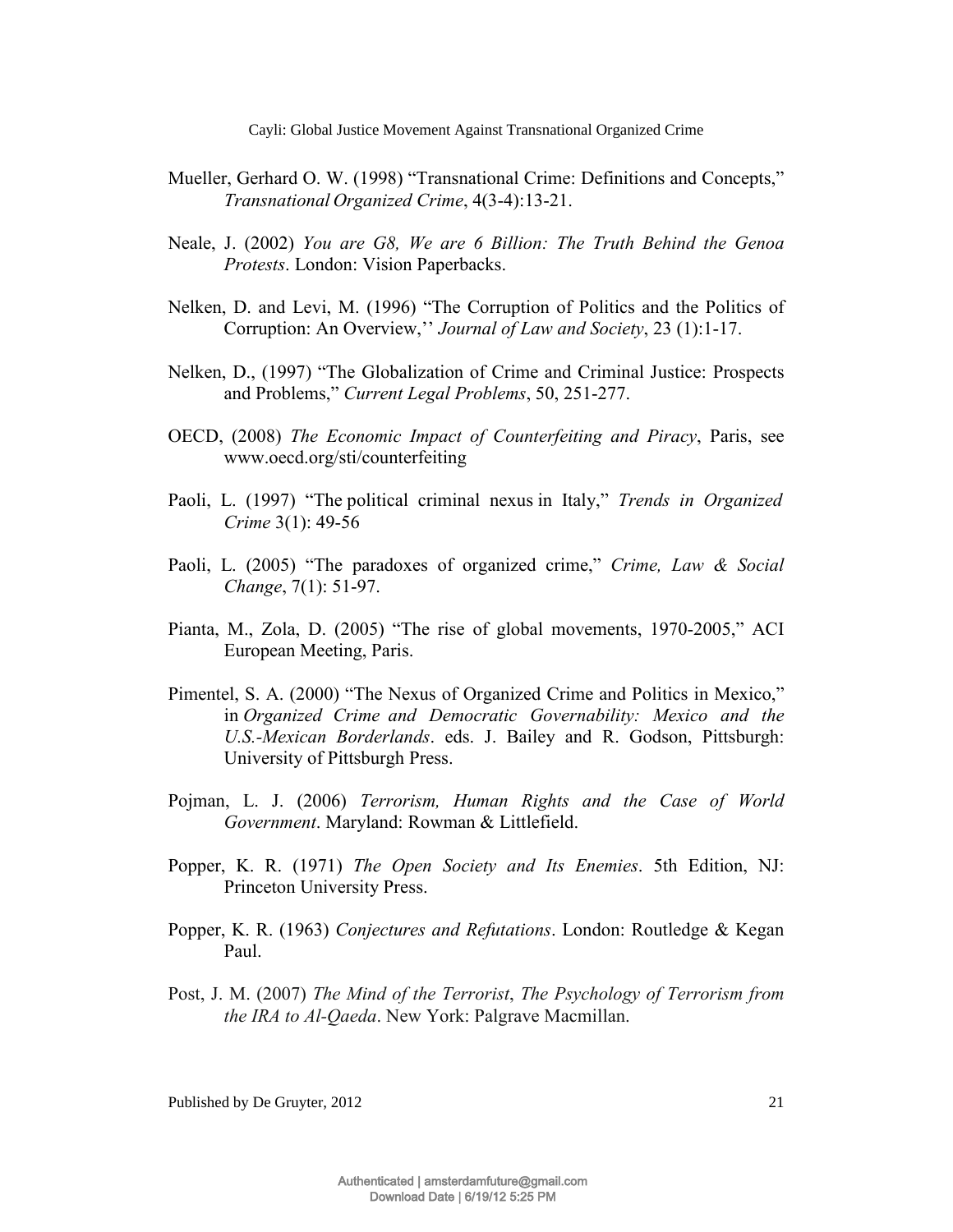Mueller, Gerhard O. W. (1998) "Transnational Crime: Definitions and Concepts," *Transnational Organized Crime*, 4(3-4):13-21.

Neale, J. (2002) *You are G8, We are 6 Billion: The Truth Behind the Genoa Protests*. London: Vision Paperbacks.

Nelken, D. and Levi, M. (1996) "The Corruption of Politics and the Politics of Corruption: An Overview,'' *Journal of Law and Society*, 23 (1):1-17.

Nelken, D., (1997) "The Globalization of Crime and Criminal Justice: Prospects and Problems," *Current Legal Problems*, 50, 251-277.

OECD, (2008) *The Economic Impact of Counterfeiting and Piracy*, Paris, see www.oecd.org/sti/counterfeiting

Paoli, L. (1997) "The political criminal nexus in Italy," *Trends in Organized Crime* 3(1): 49-56

Paoli, L. (2005) "The paradoxes of organized crime," *Crime, Law & Social Change*, 7(1): 51-97.

Pianta, M., Zola, D. (2005) "The rise of global movements, 1970-2005," ACI European Meeting, Paris.

Pimentel, S. A. (2000) "The Nexus of Organized Crime and Politics in Mexico," in *Organized Crime and Democratic Governability: Mexico and the U.S.-Mexican Borderlands*. eds. J. Bailey and R. Godson, Pittsburgh: University of Pittsburgh Press.

Pojman, L. J. (2006) *Terrorism, Human Rights and the Case of World Government*. Maryland: Rowman & Littlefield.

Popper, K. R. (1971) *The Open Society and Its Enemies*. 5th Edition, NJ: Princeton University Press.

Popper, K. R. (1963) *Conjectures and Refutations*. London: Routledge & Kegan Paul.

Post, J. M. (2007) *The Mind of the Terrorist*, *The Psychology of Terrorism from the IRA to Al-Qaeda*. New York: Palgrave Macmillan.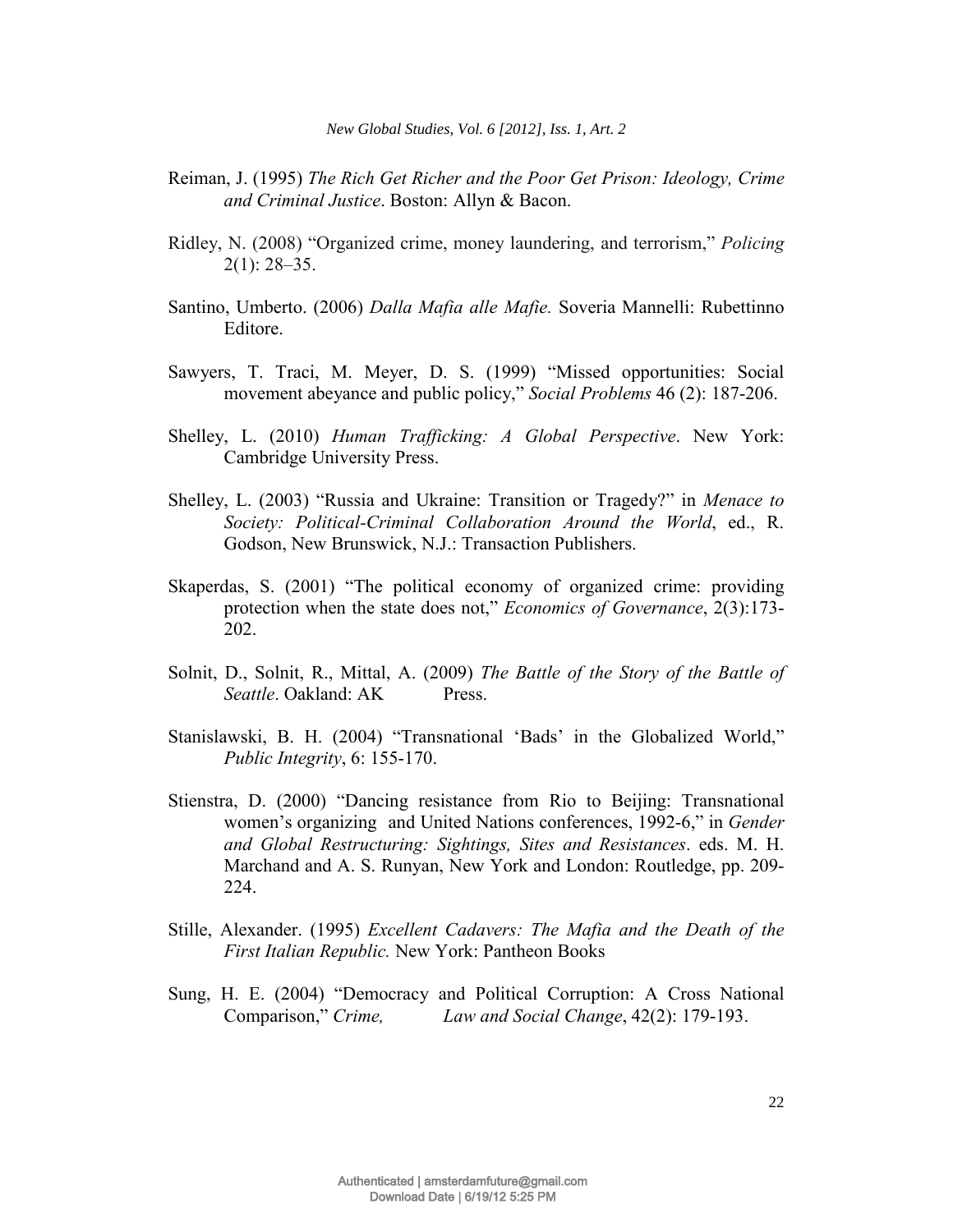Reiman, J. (1995) *The Rich Get Richer and the Poor Get Prison: Ideology, Crime and Criminal Justice*. Boston: Allyn & Bacon.

Ridley, N. (2008) "Organized crime, money laundering, and terrorism," *Policing* 2(1): 28–35.

Santino, Umberto. (2006) *Dalla Mafia alle Mafie.* Soveria Mannelli: Rubettinno Editore.

Sawyers, T. Traci, M. Meyer, D. S. (1999) "Missed opportunities: Social movement abeyance and public policy," *Social Problems* 46 (2): 187-206.

Shelley, L. (2010) *Human Trafficking: A Global Perspective*. New York: Cambridge University Press.

Shelley, L. (2003) "Russia and Ukraine: Transition or Tragedy?" in *Menace to Society: Political-Criminal Collaboration Around the World*, ed., R. Godson, New Brunswick, N.J.: Transaction Publishers.

Skaperdas, S. (2001) "The political economy of organized crime: providing protection when the state does not," *Economics of Governance*, 2(3):173-202.

Solnit, D., Solnit, R., Mittal, A. (2009) *The Battle of the Story of the Battle of Seattle*. Oakland: AK Press.

Stanislawski, B. H. (2004) "Transnational 'Bads' in the Globalized World," *Public Integrity*, 6: 155-170.

Stienstra, D. (2000) "Dancing resistance from Rio to Beijing: Transnational women's organizing and United Nations conferences, 1992-6," in *Gender and Global Restructuring: Sightings, Sites and Resistances*. eds. M. H. Marchand and A. S. Runyan, New York and London: Routledge, pp. 209-224.

Stille, Alexander. (1995) *Excellent Cadavers: The Mafia and the Death of the First Italian Republic.* New York: Pantheon Books

Sung, H. E. (2004) "Democracy and Political Corruption: A Cross National Comparison," *Crime, Law and Social Change*, 42(2): 179-193.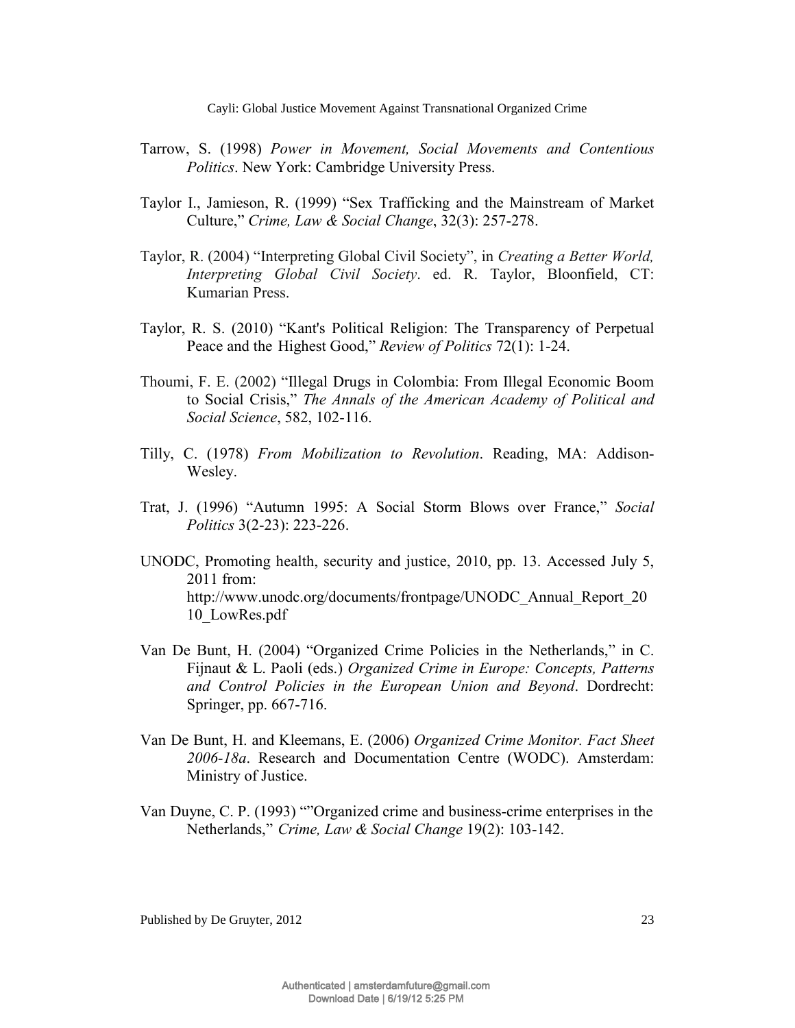Tarrow, S. (1998) *Power in Movement, Social Movements and Contentious Politics*. New York: Cambridge University Press.

Taylor I., Jamieson, R. (1999) "Sex Trafficking and the Mainstream of Market Culture," *Crime, Law & Social Change*, 32(3): 257-278.

Taylor, R. (2004) "Interpreting Global Civil Society", in *Creating a Better World, Interpreting Global Civil Society*. ed. R. Taylor, Bloonfield, CT: Kumarian Press.

Taylor, R. S. (2010) "Kant's Political Religion: The Transparency of Perpetual Peace and the Highest Good," *Review of Politics* 72(1): 1-24.

Thoumi, F. E. (2002) "Illegal Drugs in Colombia: From Illegal Economic Boom to Social Crisis," *The Annals of the American Academy of Political and Social Science*, 582, 102-116.

Tilly, C. (1978) *From Mobilization to Revolution*. Reading, MA: Addison-Wesley.

Trat, J. (1996) "Autumn 1995: A Social Storm Blows over France," *Social Politics* 3(2-23): 223-226.

UNODC, Promoting health, security and justice, 2010, pp. 13. Accessed July 5, 2011 from: http://www.unodc.org/documents/frontpage/UNODC_Annual_Report_2010_LowRes.pdf

Van De Bunt, H. (2004) "Organized Crime Policies in the Netherlands," in C. Fijnaut & L. Paoli (eds.) *Organized Crime in Europe: Concepts, Patterns and Control Policies in the European Union and Beyond*. Dordrecht: Springer, pp. 667-716.

Van De Bunt, H. and Kleemans, E. (2006) *Organized Crime Monitor. Fact Sheet 2006-18a*. Research and Documentation Centre (WODC). Amsterdam: Ministry of Justice.

Van Duyne, C. P. (1993) ""Organized crime and business-crime enterprises in the Netherlands," *Crime, Law & Social Change* 19(2): 103-142.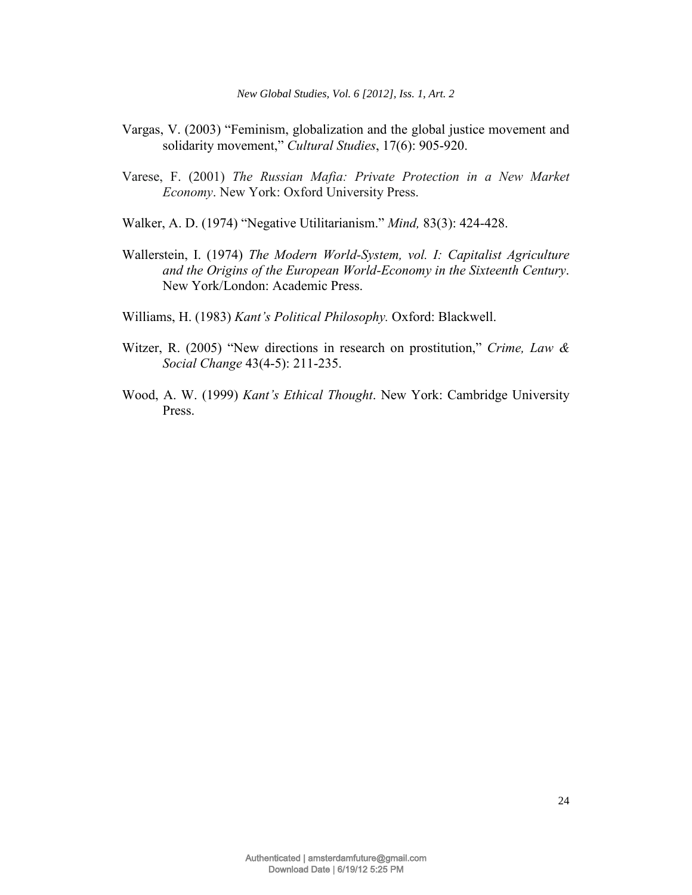Vargas, V. (2003) "Feminism, globalization and the global justice movement and solidarity movement," *Cultural Studies*, 17(6): 905-920.

Varese, F. (2001) *The Russian Mafia: Private Protection in a New Market Economy*. New York: Oxford University Press.

Walker, A. D. (1974) "Negative Utilitarianism." *Mind,* 83(3): 424-428.

Wallerstein, I. (1974) *The Modern World-System, vol. I: Capitalist Agriculture and the Origins of the European World-Economy in the Sixteenth Century*. New York/London: Academic Press.

Williams, H. (1983) *Kant's Political Philosophy.* Oxford: Blackwell.

Witzer, R. (2005) "New directions in research on prostitution," *Crime, Law & Social Change* 43(4-5): 211-235.

Wood, A. W. (1999) *Kant's Ethical Thought*. New York: Cambridge University Press.